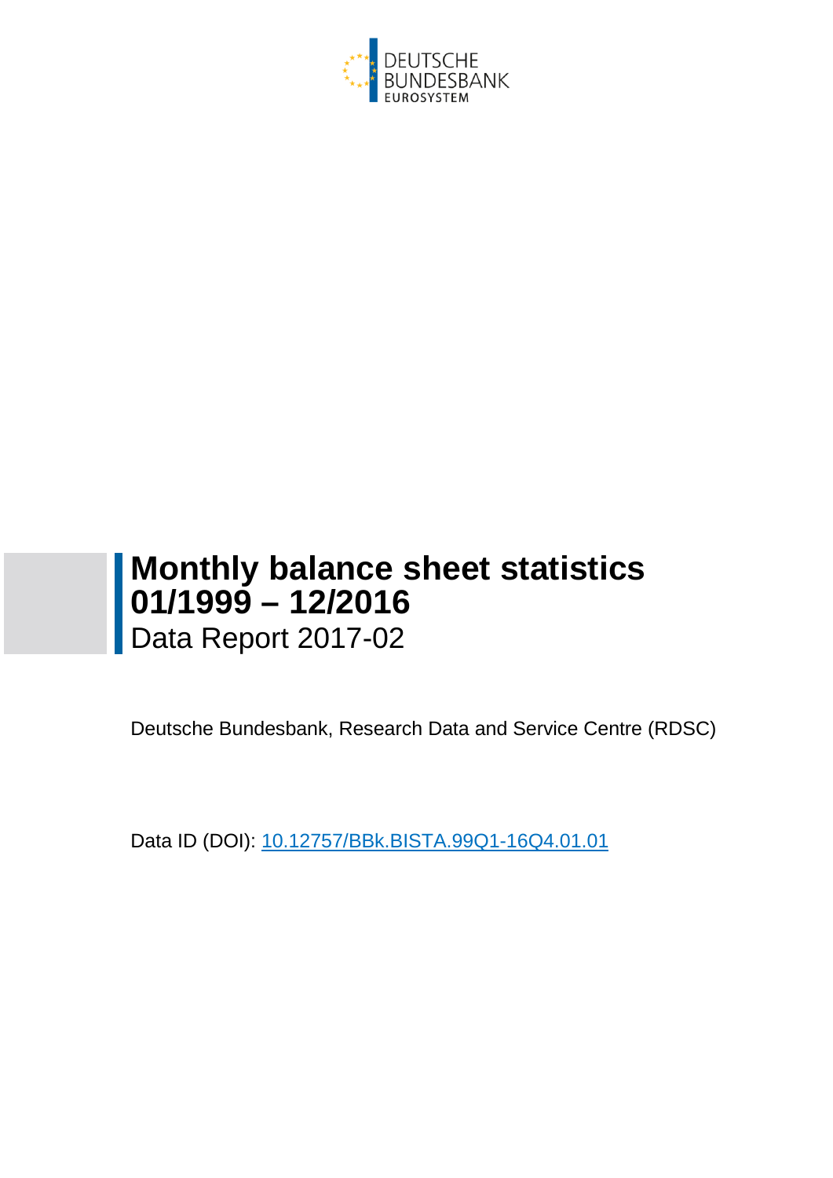DEUTSCHE BUNDESBANK
EUROSYSTEM

# Monthly balance sheet statistics 01/1999 – 12/2016

Data Report 2017-02

Deutsche Bundesbank, Research Data and Service Centre (RDSC)

Data ID (DOI): [10.12757/BBk.BISTA.99Q1-16Q4.01.01](https://doi.org/10.12757/BBk.BISTA.99Q1-16Q4.01.01)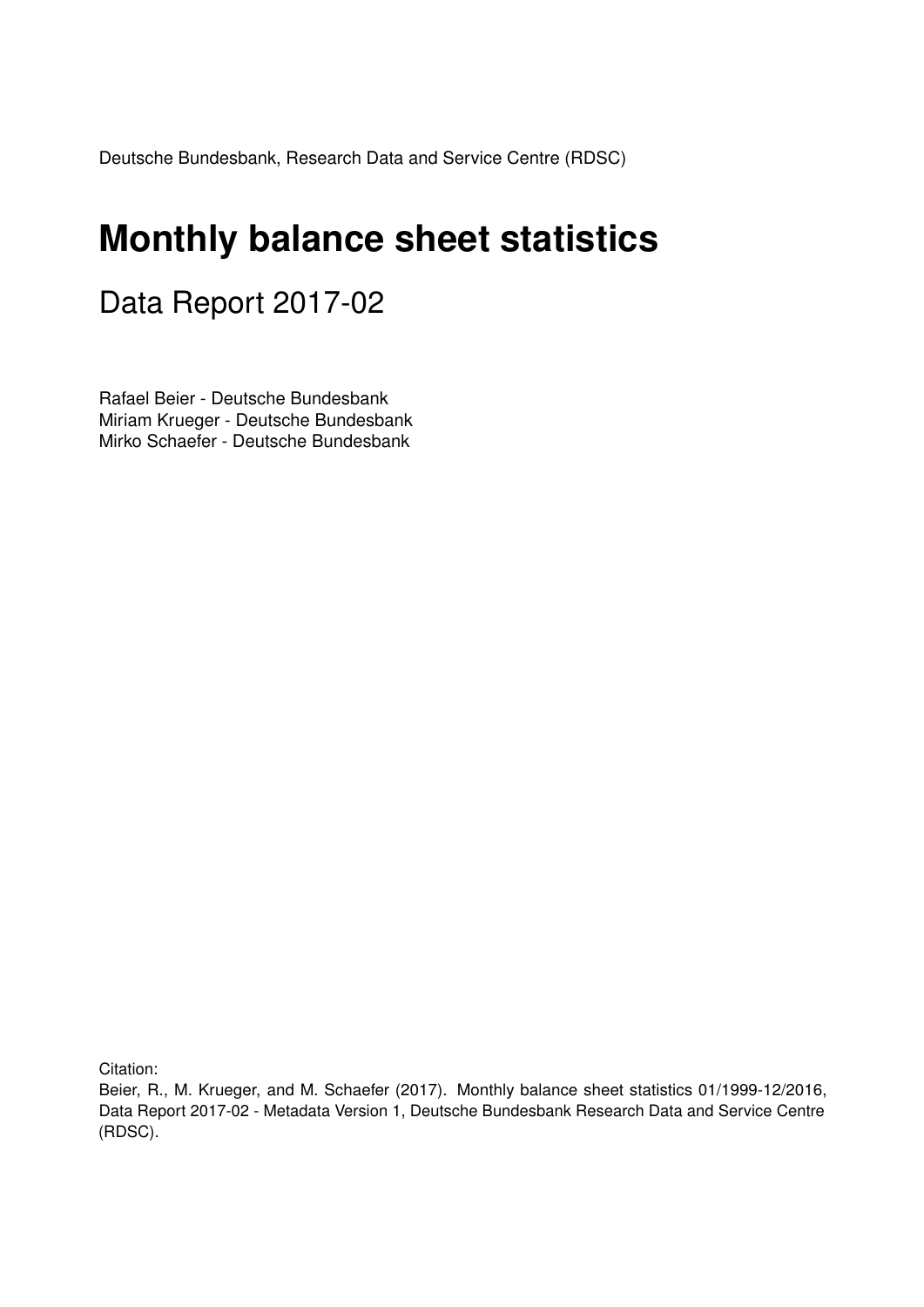Deutsche Bundesbank, Research Data and Service Centre (RDSC)

# Monthly balance sheet statistics

## Data Report 2017-02

Rafael Beier - Deutsche Bundesbank
Miriam Krueger - Deutsche Bundesbank
Mirko Schaefer - Deutsche Bundesbank

Citation:
Beier, R., M. Krueger, and M. Schaefer (2017). Monthly balance sheet statistics 01/1999-12/2016, Data Report 2017-02 - Metadata Version 1, Deutsche Bundesbank Research Data and Service Centre (RDSC).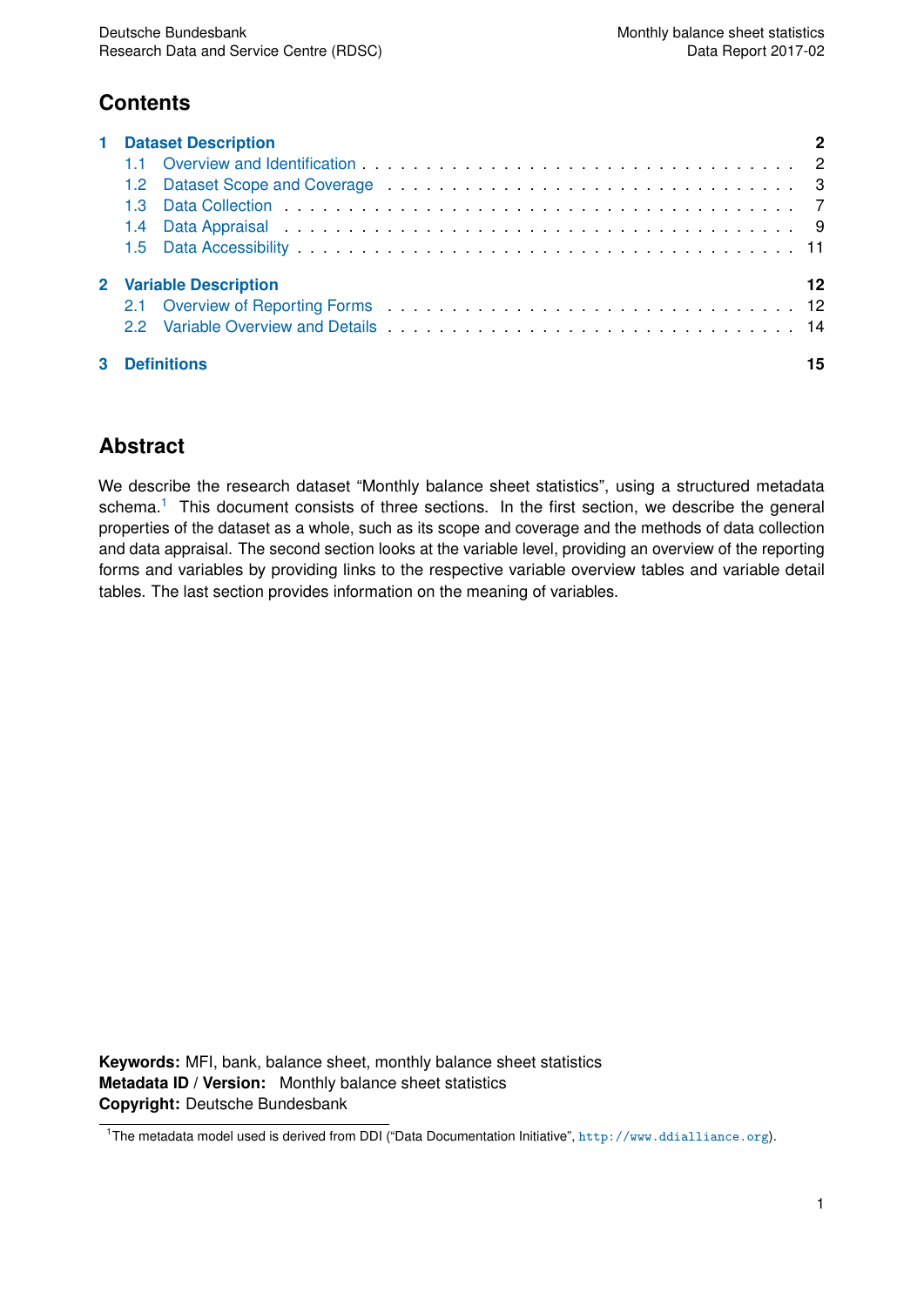## Contents

**1 Dataset Description** **2**

- 1.1 Overview and Identification . . . 2
- 1.2 Dataset Scope and Coverage . . . 3
- 1.3 Data Collection . . . 7
- 1.4 Data Appraisal . . . 9
- 1.5 Data Accessibility . . . 11

**2 Variable Description** **12**

- 2.1 Overview of Reporting Forms . . . 12
- 2.2 Variable Overview and Details . . . 14

**3 Definitions** **15**

## Abstract

We describe the research dataset "Monthly balance sheet statistics", using a structured metadata schema.[1] This document consists of three sections. In the first section, we describe the general properties of the dataset as a whole, such as its scope and coverage and the methods of data collection and data appraisal. The second section looks at the variable level, providing an overview of the reporting forms and variables by providing links to the respective variable overview tables and variable detail tables. The last section provides information on the meaning of variables.

**Keywords:** MFI, bank, balance sheet, monthly balance sheet statistics
**Metadata ID / Version:** Monthly balance sheet statistics
**Copyright:** Deutsche Bundesbank

[1]The metadata model used is derived from DDI ("Data Documentation Initiative", http://www.ddialliance.org).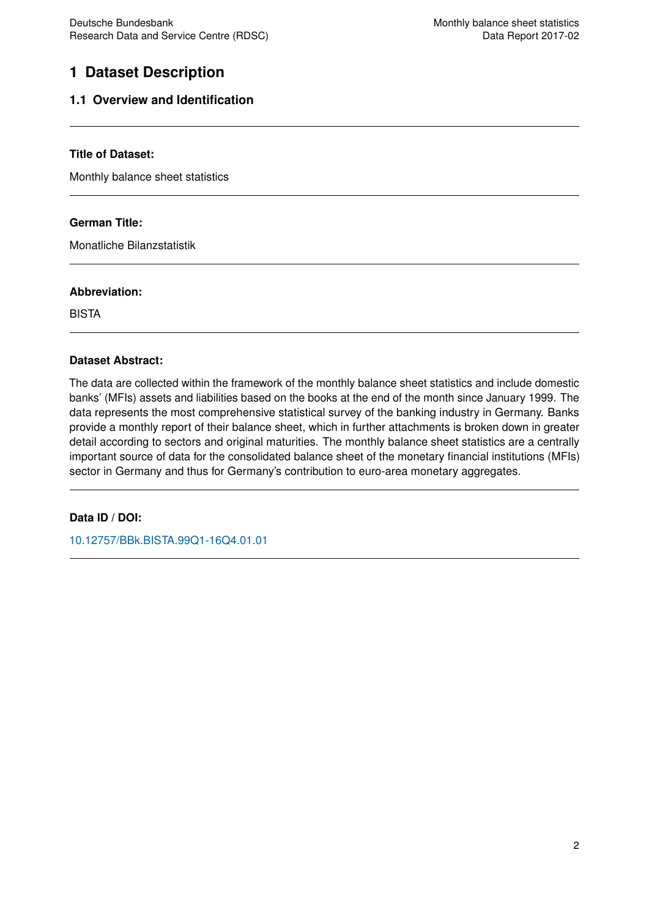# 1 Dataset Description

## 1.1 Overview and Identification

---

**Title of Dataset:**

Monthly balance sheet statistics

---

**German Title:**

Monatliche Bilanzstatistik

---

**Abbreviation:**

BISTA

---

**Dataset Abstract:**

The data are collected within the framework of the monthly balance sheet statistics and include domestic banks' (MFIs) assets and liabilities based on the books at the end of the month since January 1999. The data represents the most comprehensive statistical survey of the banking industry in Germany. Banks provide a monthly report of their balance sheet, which in further attachments is broken down in greater detail according to sectors and original maturities. The monthly balance sheet statistics are a centrally important source of data for the consolidated balance sheet of the monetary financial institutions (MFIs) sector in Germany and thus for Germany's contribution to euro-area monetary aggregates.

---

**Data ID / DOI:**

10.12757/BBk.BISTA.99Q1-16Q4.01.01

---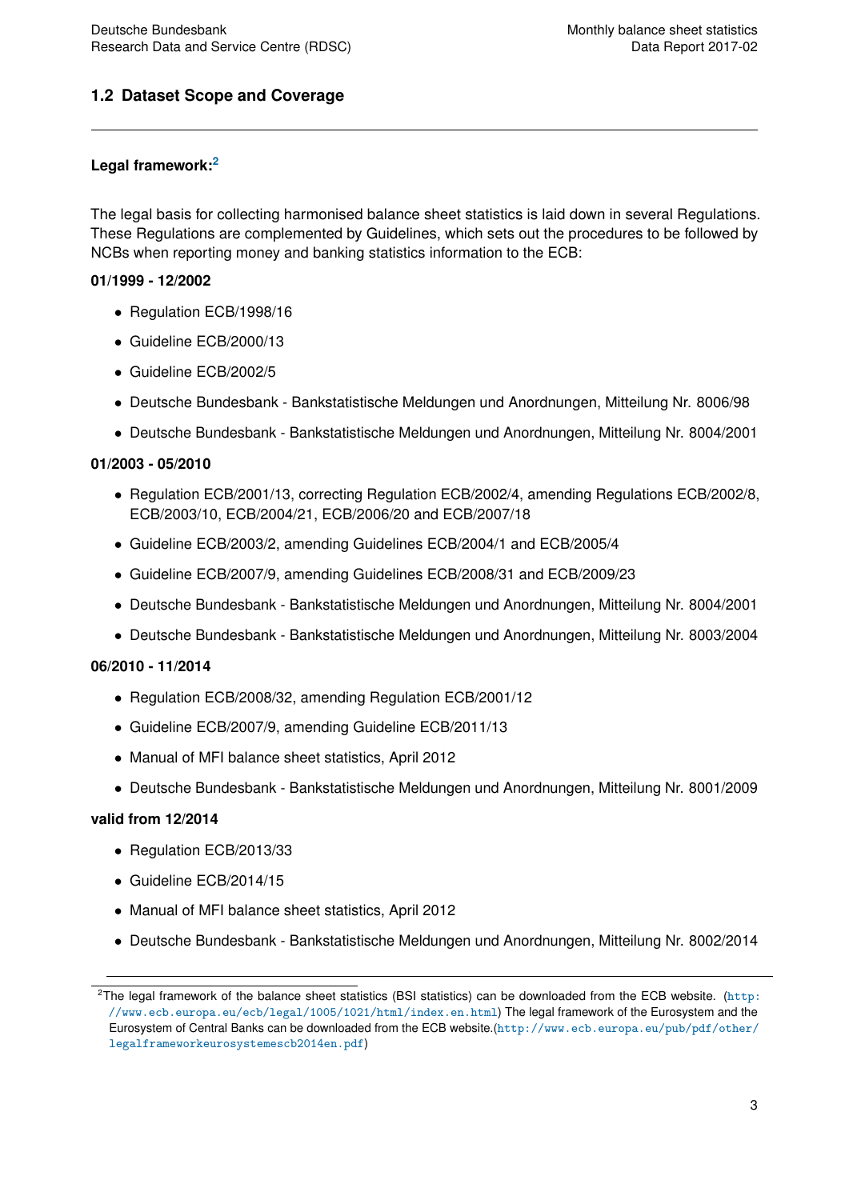## 1.2 Dataset Scope and Coverage

---

**Legal framework:**[2]

The legal basis for collecting harmonised balance sheet statistics is laid down in several Regulations. These Regulations are complemented by Guidelines, which sets out the procedures to be followed by NCBs when reporting money and banking statistics information to the ECB:

**01/1999 - 12/2002**

- Regulation ECB/1998/16
- Guideline ECB/2000/13
- Guideline ECB/2002/5
- Deutsche Bundesbank - Bankstatistische Meldungen und Anordnungen, Mitteilung Nr. 8006/98
- Deutsche Bundesbank - Bankstatistische Meldungen und Anordnungen, Mitteilung Nr. 8004/2001

**01/2003 - 05/2010**

- Regulation ECB/2001/13, correcting Regulation ECB/2002/4, amending Regulations ECB/2002/8, ECB/2003/10, ECB/2004/21, ECB/2006/20 and ECB/2007/18
- Guideline ECB/2003/2, amending Guidelines ECB/2004/1 and ECB/2005/4
- Guideline ECB/2007/9, amending Guidelines ECB/2008/31 and ECB/2009/23
- Deutsche Bundesbank - Bankstatistische Meldungen und Anordnungen, Mitteilung Nr. 8004/2001
- Deutsche Bundesbank - Bankstatistische Meldungen und Anordnungen, Mitteilung Nr. 8003/2004

**06/2010 - 11/2014**

- Regulation ECB/2008/32, amending Regulation ECB/2001/12
- Guideline ECB/2007/9, amending Guideline ECB/2011/13
- Manual of MFI balance sheet statistics, April 2012
- Deutsche Bundesbank - Bankstatistische Meldungen und Anordnungen, Mitteilung Nr. 8001/2009

**valid from 12/2014**

- Regulation ECB/2013/33
- Guideline ECB/2014/15
- Manual of MFI balance sheet statistics, April 2012
- Deutsche Bundesbank - Bankstatistische Meldungen und Anordnungen, Mitteilung Nr. 8002/2014

---

[2] The legal framework of the balance sheet statistics (BSI statistics) can be downloaded from the ECB website. (http://www.ecb.europa.eu/ecb/legal/1005/1021/html/index.en.html) The legal framework of the Eurosystem and the Eurosystem of Central Banks can be downloaded from the ECB website.(http://www.ecb.europa.eu/pub/pdf/other/legalframeworkeurosystemescb2014en.pdf)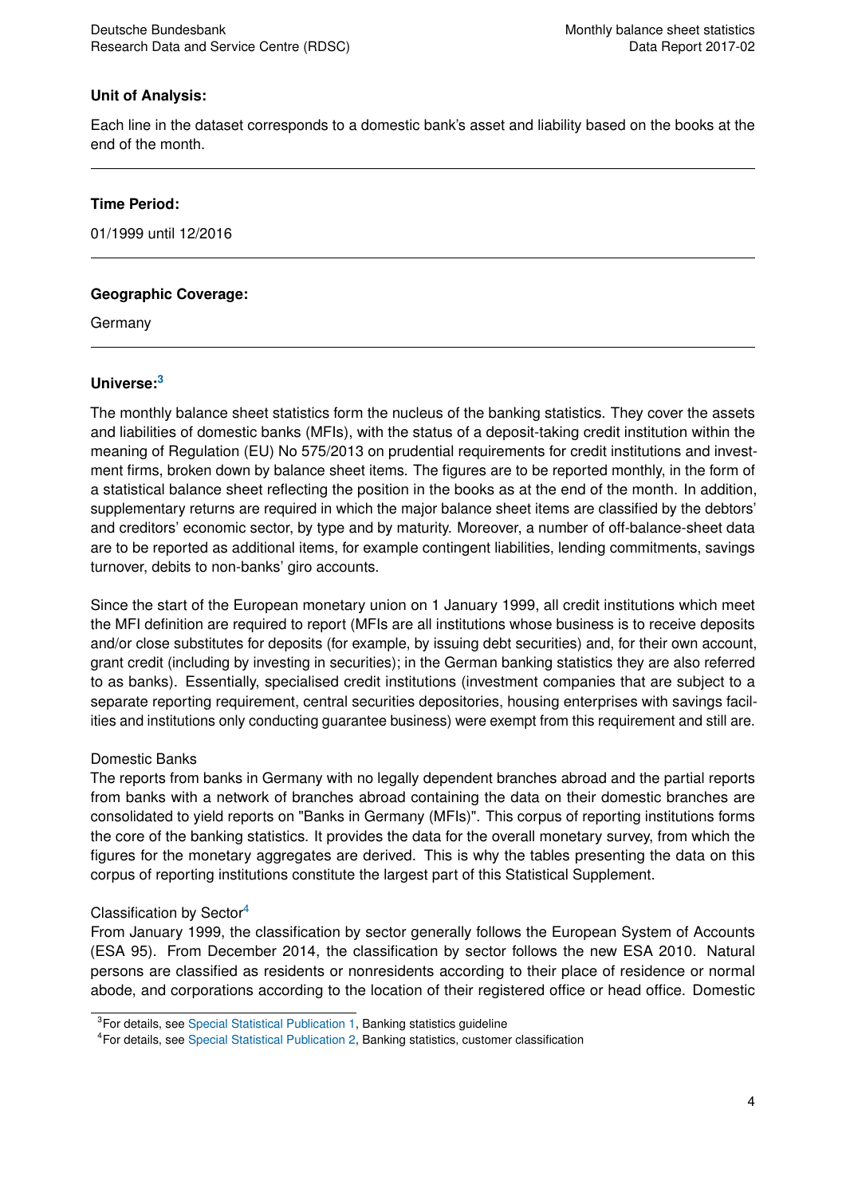**Unit of Analysis:**

Each line in the dataset corresponds to a domestic bank's asset and liability based on the books at the end of the month.

---

**Time Period:**

01/1999 until 12/2016

---

**Geographic Coverage:**

Germany

---

**Universe:**[3]

The monthly balance sheet statistics form the nucleus of the banking statistics. They cover the assets and liabilities of domestic banks (MFIs), with the status of a deposit-taking credit institution within the meaning of Regulation (EU) No 575/2013 on prudential requirements for credit institutions and investment firms, broken down by balance sheet items. The figures are to be reported monthly, in the form of a statistical balance sheet reflecting the position in the books as at the end of the month. In addition, supplementary returns are required in which the major balance sheet items are classified by the debtors' and creditors' economic sector, by type and by maturity. Moreover, a number of off-balance-sheet data are to be reported as additional items, for example contingent liabilities, lending commitments, savings turnover, debits to non-banks' giro accounts.

Since the start of the European monetary union on 1 January 1999, all credit institutions which meet the MFI definition are required to report (MFIs are all institutions whose business is to receive deposits and/or close substitutes for deposits (for example, by issuing debt securities) and, for their own account, grant credit (including by investing in securities); in the German banking statistics they are also referred to as banks). Essentially, specialised credit institutions (investment companies that are subject to a separate reporting requirement, central securities depositories, housing enterprises with savings facilities and institutions only conducting guarantee business) were exempt from this requirement and still are.

Domestic Banks
The reports from banks in Germany with no legally dependent branches abroad and the partial reports from banks with a network of branches abroad containing the data on their domestic branches are consolidated to yield reports on "Banks in Germany (MFIs)". This corpus of reporting institutions forms the core of the banking statistics. It provides the data for the overall monetary survey, from which the figures for the monetary aggregates are derived. This is why the tables presenting the data on this corpus of reporting institutions constitute the largest part of this Statistical Supplement.

Classification by Sector[4]
From January 1999, the classification by sector generally follows the European System of Accounts (ESA 95). From December 2014, the classification by sector follows the new ESA 2010. Natural persons are classified as residents or nonresidents according to their place of residence or normal abode, and corporations according to the location of their registered office or head office. Domestic

---

[3] For details, see Special Statistical Publication 1, Banking statistics guideline

[4] For details, see Special Statistical Publication 2, Banking statistics, customer classification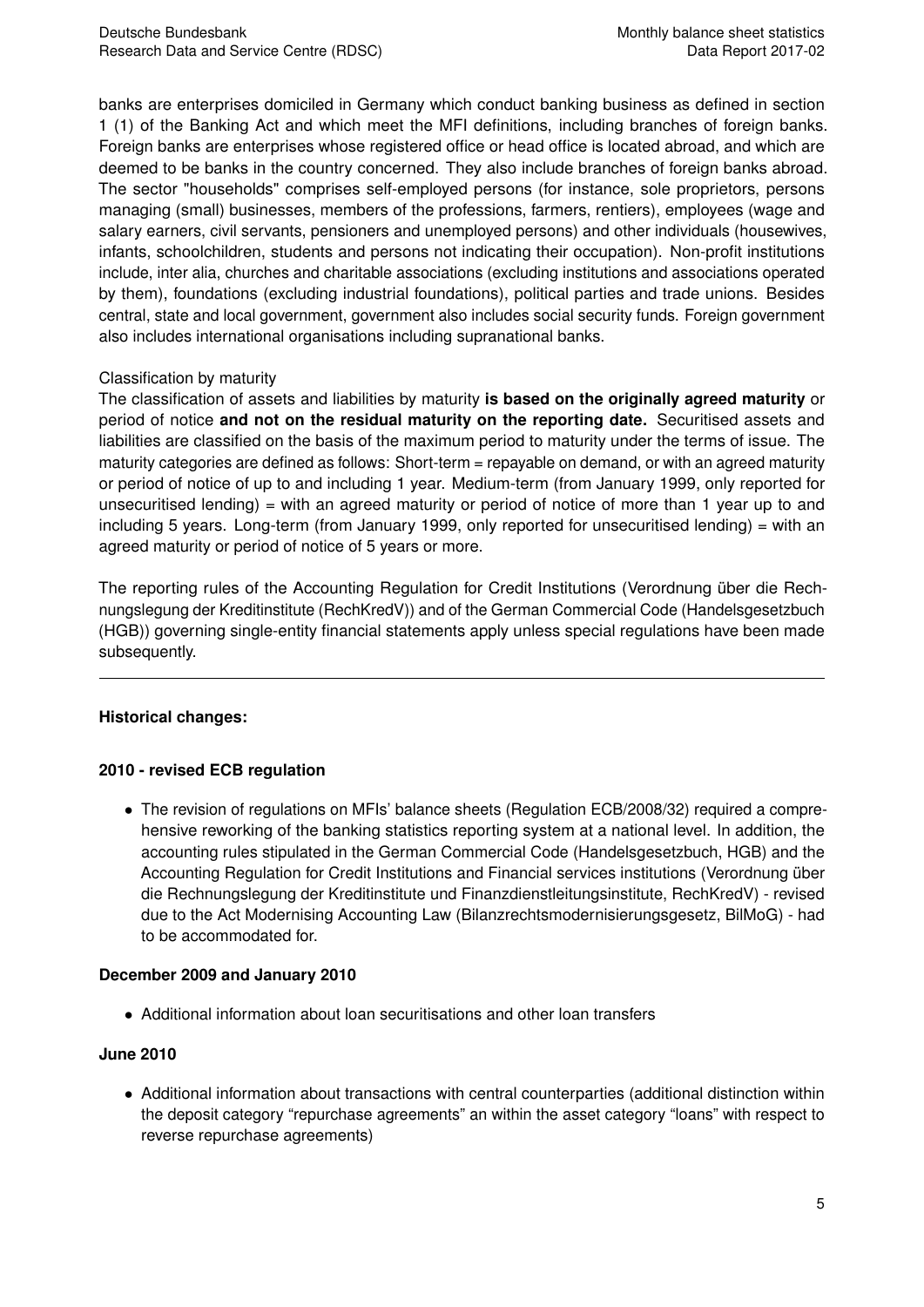banks are enterprises domiciled in Germany which conduct banking business as defined in section 1 (1) of the Banking Act and which meet the MFI definitions, including branches of foreign banks. Foreign banks are enterprises whose registered office or head office is located abroad, and which are deemed to be banks in the country concerned. They also include branches of foreign banks abroad. The sector "households" comprises self-employed persons (for instance, sole proprietors, persons managing (small) businesses, members of the professions, farmers, rentiers), employees (wage and salary earners, civil servants, pensioners and unemployed persons) and other individuals (housewives, infants, schoolchildren, students and persons not indicating their occupation). Non-profit institutions include, inter alia, churches and charitable associations (excluding institutions and associations operated by them), foundations (excluding industrial foundations), political parties and trade unions. Besides central, state and local government, government also includes social security funds. Foreign government also includes international organisations including supranational banks.

Classification by maturity
The classification of assets and liabilities by maturity **is based on the originally agreed maturity** or period of notice **and not on the residual maturity on the reporting date.** Securitised assets and liabilities are classified on the basis of the maximum period to maturity under the terms of issue. The maturity categories are defined as follows: Short-term = repayable on demand, or with an agreed maturity or period of notice of up to and including 1 year. Medium-term (from January 1999, only reported for unsecuritised lending) = with an agreed maturity or period of notice of more than 1 year up to and including 5 years. Long-term (from January 1999, only reported for unsecuritised lending) = with an agreed maturity or period of notice of 5 years or more.

The reporting rules of the Accounting Regulation for Credit Institutions (Verordnung über die Rechnungslegung der Kreditinstitute (RechKredV)) and of the German Commercial Code (Handelsgesetzbuch (HGB)) governing single-entity financial statements apply unless special regulations have been made subsequently.

---

**Historical changes:**

**2010 - revised ECB regulation**

- The revision of regulations on MFIs' balance sheets (Regulation ECB/2008/32) required a comprehensive reworking of the banking statistics reporting system at a national level. In addition, the accounting rules stipulated in the German Commercial Code (Handelsgesetzbuch, HGB) and the Accounting Regulation for Credit Institutions and Financial services institutions (Verordnung über die Rechnungslegung der Kreditinstitute und Finanzdienstleitungsinstitute, RechKredV) - revised due to the Act Modernising Accounting Law (Bilanzrechtsmodernisierungsgesetz, BilMoG) - had to be accommodated for.

**December 2009 and January 2010**

- Additional information about loan securitisations and other loan transfers

**June 2010**

- Additional information about transactions with central counterparties (additional distinction within the deposit category "repurchase agreements" an within the asset category "loans" with respect to reverse repurchase agreements)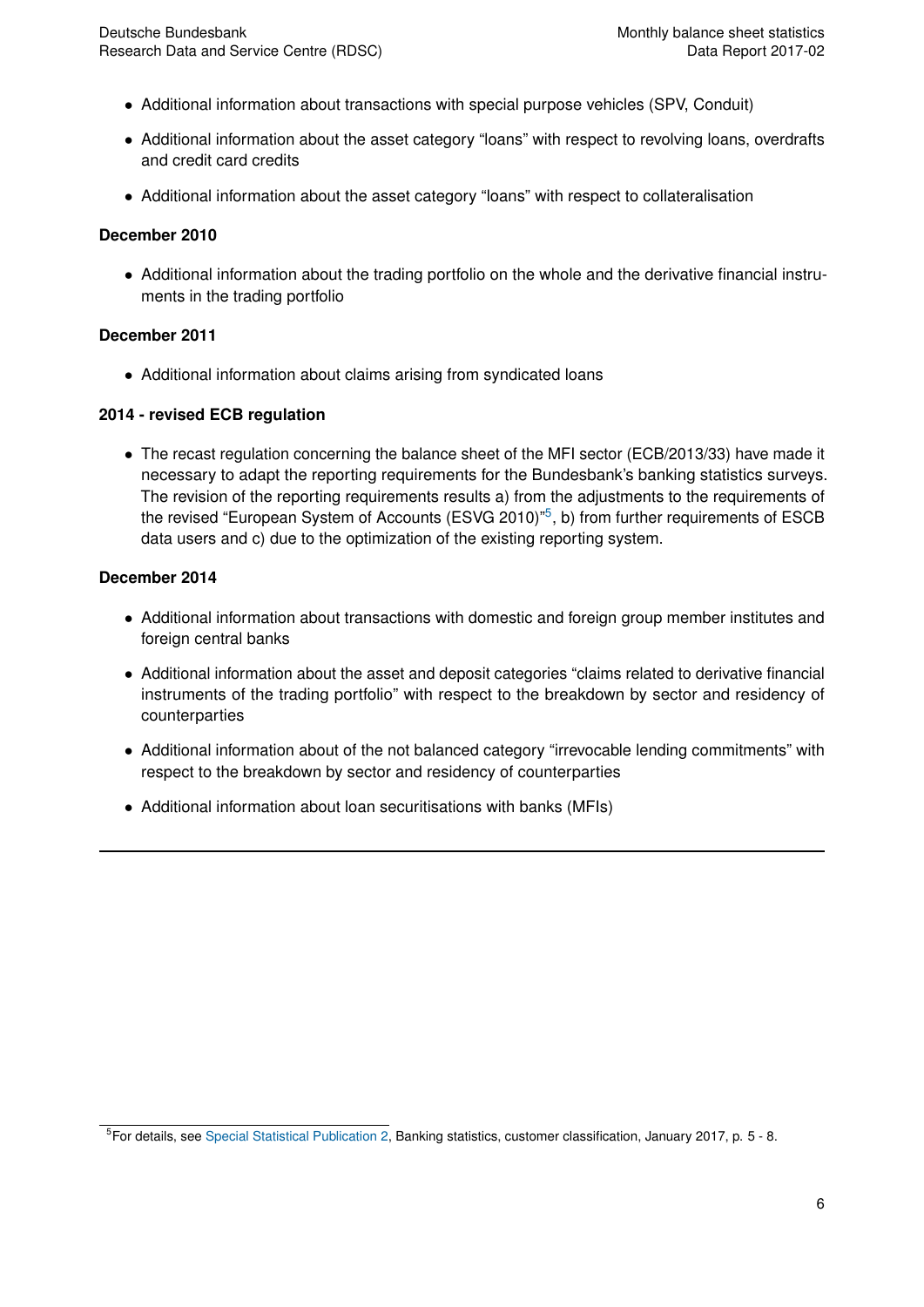- Additional information about transactions with special purpose vehicles (SPV, Conduit)
- Additional information about the asset category "loans" with respect to revolving loans, overdrafts and credit card credits
- Additional information about the asset category "loans" with respect to collateralisation

**December 2010**

- Additional information about the trading portfolio on the whole and the derivative financial instruments in the trading portfolio

**December 2011**

- Additional information about claims arising from syndicated loans

**2014 - revised ECB regulation**

- The recast regulation concerning the balance sheet of the MFI sector (ECB/2013/33) have made it necessary to adapt the reporting requirements for the Bundesbank's banking statistics surveys. The revision of the reporting requirements results a) from the adjustments to the requirements of the revised "European System of Accounts (ESVG 2010)"[5], b) from further requirements of ESCB data users and c) due to the optimization of the existing reporting system.

**December 2014**

- Additional information about transactions with domestic and foreign group member institutes and foreign central banks
- Additional information about the asset and deposit categories "claims related to derivative financial instruments of the trading portfolio" with respect to the breakdown by sector and residency of counterparties
- Additional information about of the not balanced category "irrevocable lending commitments" with respect to the breakdown by sector and residency of counterparties
- Additional information about loan securitisations with banks (MFIs)

---

[5] For details, see Special Statistical Publication 2, Banking statistics, customer classification, January 2017, p. 5 - 8.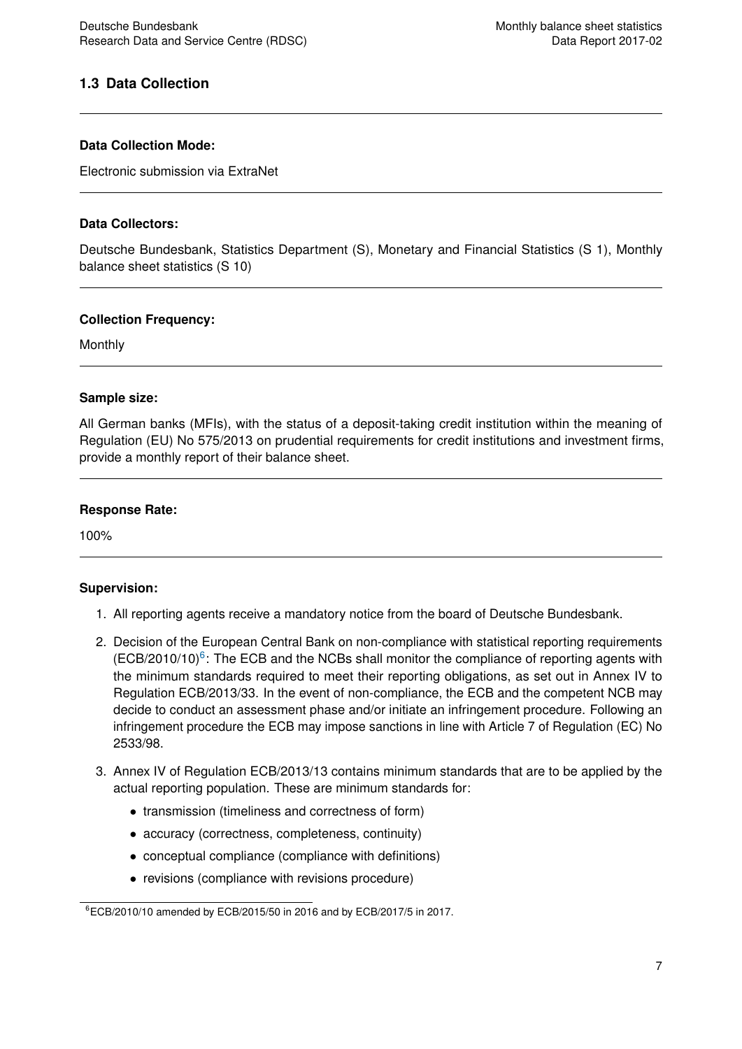## 1.3 Data Collection

---

**Data Collection Mode:**

Electronic submission via ExtraNet

---

**Data Collectors:**

Deutsche Bundesbank, Statistics Department (S), Monetary and Financial Statistics (S 1), Monthly balance sheet statistics (S 10)

---

**Collection Frequency:**

Monthly

---

**Sample size:**

All German banks (MFIs), with the status of a deposit-taking credit institution within the meaning of Regulation (EU) No 575/2013 on prudential requirements for credit institutions and investment firms, provide a monthly report of their balance sheet.

---

**Response Rate:**

100%

---

**Supervision:**

1. All reporting agents receive a mandatory notice from the board of Deutsche Bundesbank.
2. Decision of the European Central Bank on non-compliance with statistical reporting requirements (ECB/2010/10)[6]: The ECB and the NCBs shall monitor the compliance of reporting agents with the minimum standards required to meet their reporting obligations, as set out in Annex IV to Regulation ECB/2013/33. In the event of non-compliance, the ECB and the competent NCB may decide to conduct an assessment phase and/or initiate an infringement procedure. Following an infringement procedure the ECB may impose sanctions in line with Article 7 of Regulation (EC) No 2533/98.
3. Annex IV of Regulation ECB/2013/13 contains minimum standards that are to be applied by the actual reporting population. These are minimum standards for:
   - transmission (timeliness and correctness of form)
   - accuracy (correctness, completeness, continuity)
   - conceptual compliance (compliance with definitions)
   - revisions (compliance with revisions procedure)

[6] ECB/2010/10 amended by ECB/2015/50 in 2016 and by ECB/2017/5 in 2017.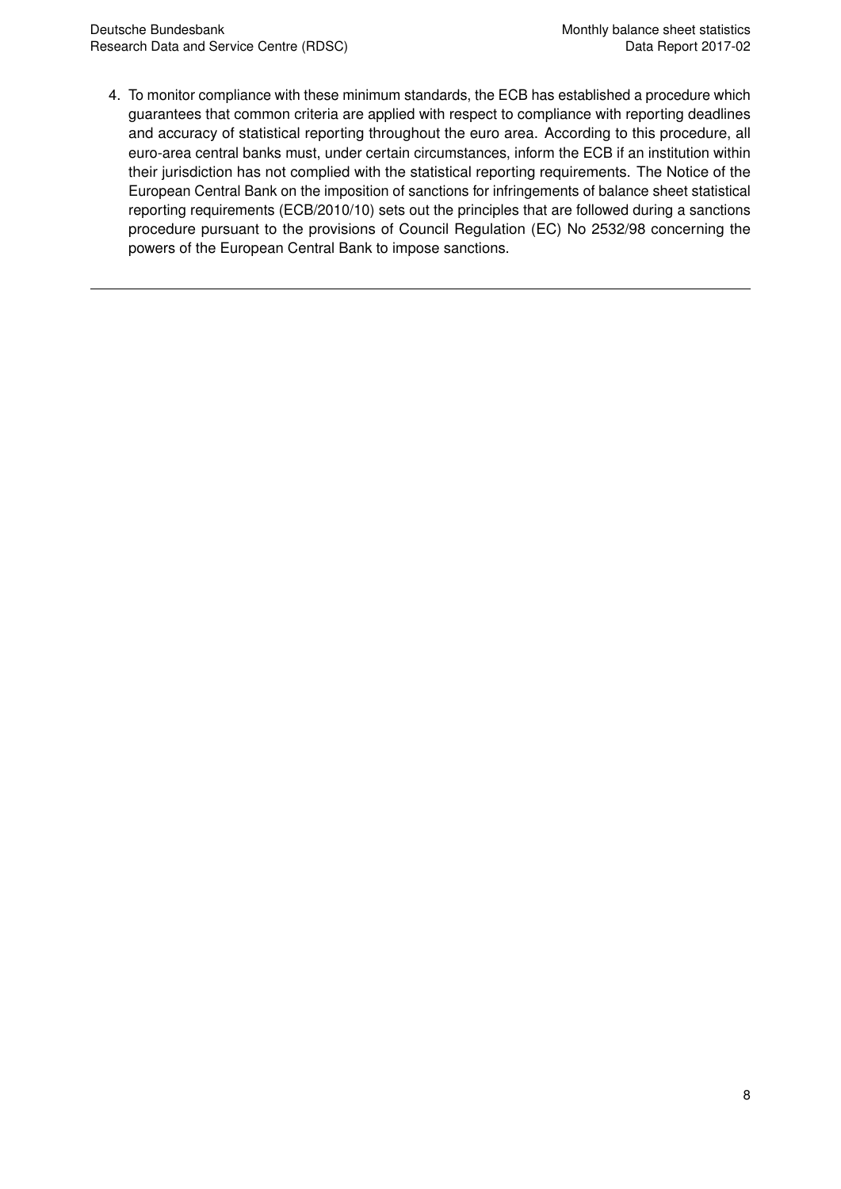4. To monitor compliance with these minimum standards, the ECB has established a procedure which guarantees that common criteria are applied with respect to compliance with reporting deadlines and accuracy of statistical reporting throughout the euro area. According to this procedure, all euro-area central banks must, under certain circumstances, inform the ECB if an institution within their jurisdiction has not complied with the statistical reporting requirements. The Notice of the European Central Bank on the imposition of sanctions for infringements of balance sheet statistical reporting requirements (ECB/2010/10) sets out the principles that are followed during a sanctions procedure pursuant to the provisions of Council Regulation (EC) No 2532/98 concerning the powers of the European Central Bank to impose sanctions.

---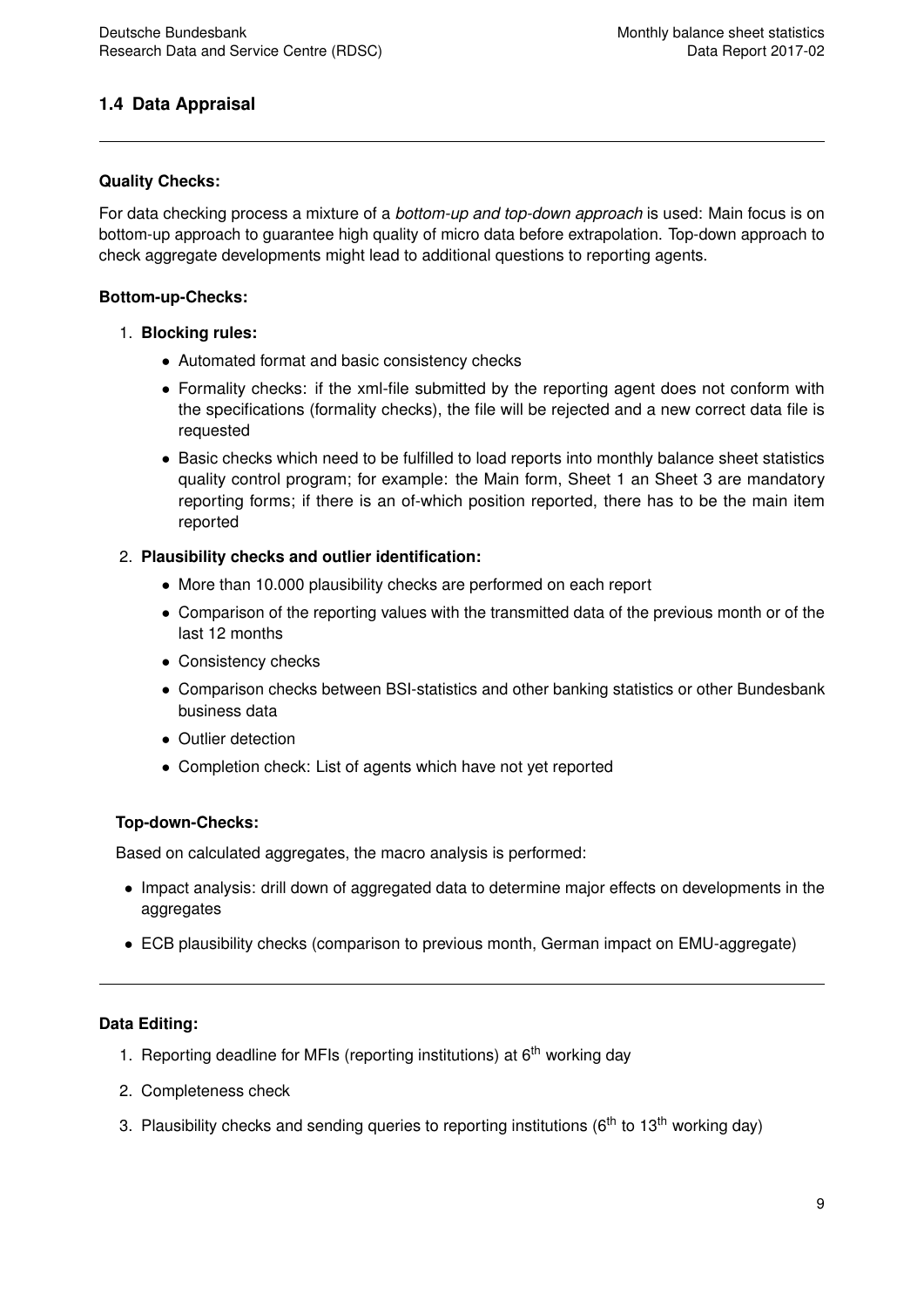## 1.4 Data Appraisal

---

**Quality Checks:**

For data checking process a mixture of a *bottom-up and top-down approach* is used: Main focus is on bottom-up approach to guarantee high quality of micro data before extrapolation. Top-down approach to check aggregate developments might lead to additional questions to reporting agents.

**Bottom-up-Checks:**

1. **Blocking rules:**
   - Automated format and basic consistency checks
   - Formality checks: if the xml-file submitted by the reporting agent does not conform with the specifications (formality checks), the file will be rejected and a new correct data file is requested
   - Basic checks which need to be fulfilled to load reports into monthly balance sheet statistics quality control program; for example: the Main form, Sheet 1 an Sheet 3 are mandatory reporting forms; if there is an of-which position reported, there has to be the main item reported
2. **Plausibility checks and outlier identification:**
   - More than 10.000 plausibility checks are performed on each report
   - Comparison of the reporting values with the transmitted data of the previous month or of the last 12 months
   - Consistency checks
   - Comparison checks between BSI-statistics and other banking statistics or other Bundesbank business data
   - Outlier detection
   - Completion check: List of agents which have not yet reported

**Top-down-Checks:**

Based on calculated aggregates, the macro analysis is performed:

- Impact analysis: drill down of aggregated data to determine major effects on developments in the aggregates
- ECB plausibility checks (comparison to previous month, German impact on EMU-aggregate)

---

**Data Editing:**

1. Reporting deadline for MFIs (reporting institutions) at 6th working day
2. Completeness check
3. Plausibility checks and sending queries to reporting institutions (6th to 13th working day)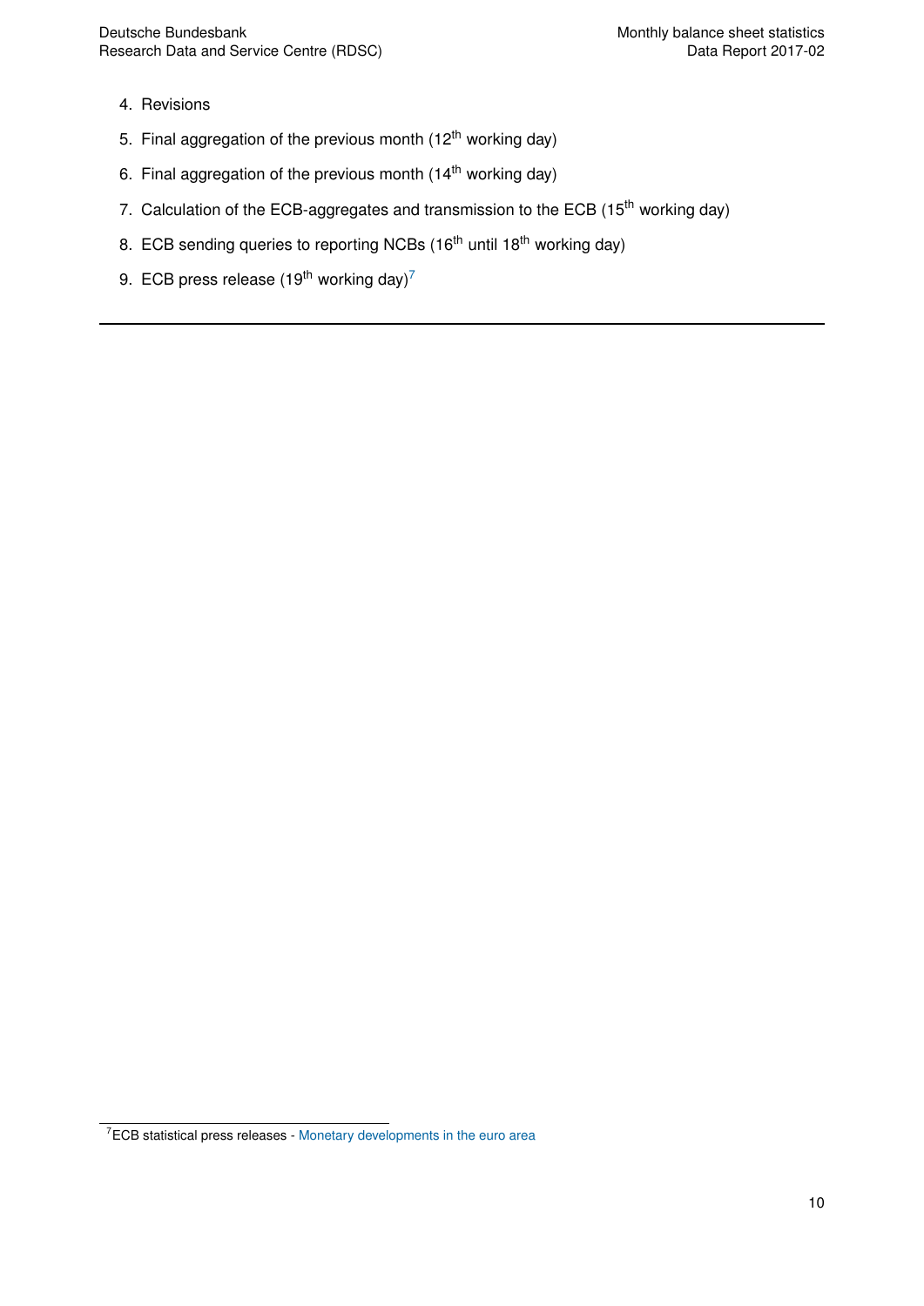4. Revisions
5. Final aggregation of the previous month (12th working day)
6. Final aggregation of the previous month (14th working day)
7. Calculation of the ECB-aggregates and transmission to the ECB (15th working day)
8. ECB sending queries to reporting NCBs (16th until 18th working day)
9. ECB press release (19th working day)[7]

---

[7] ECB statistical press releases - Monetary developments in the euro area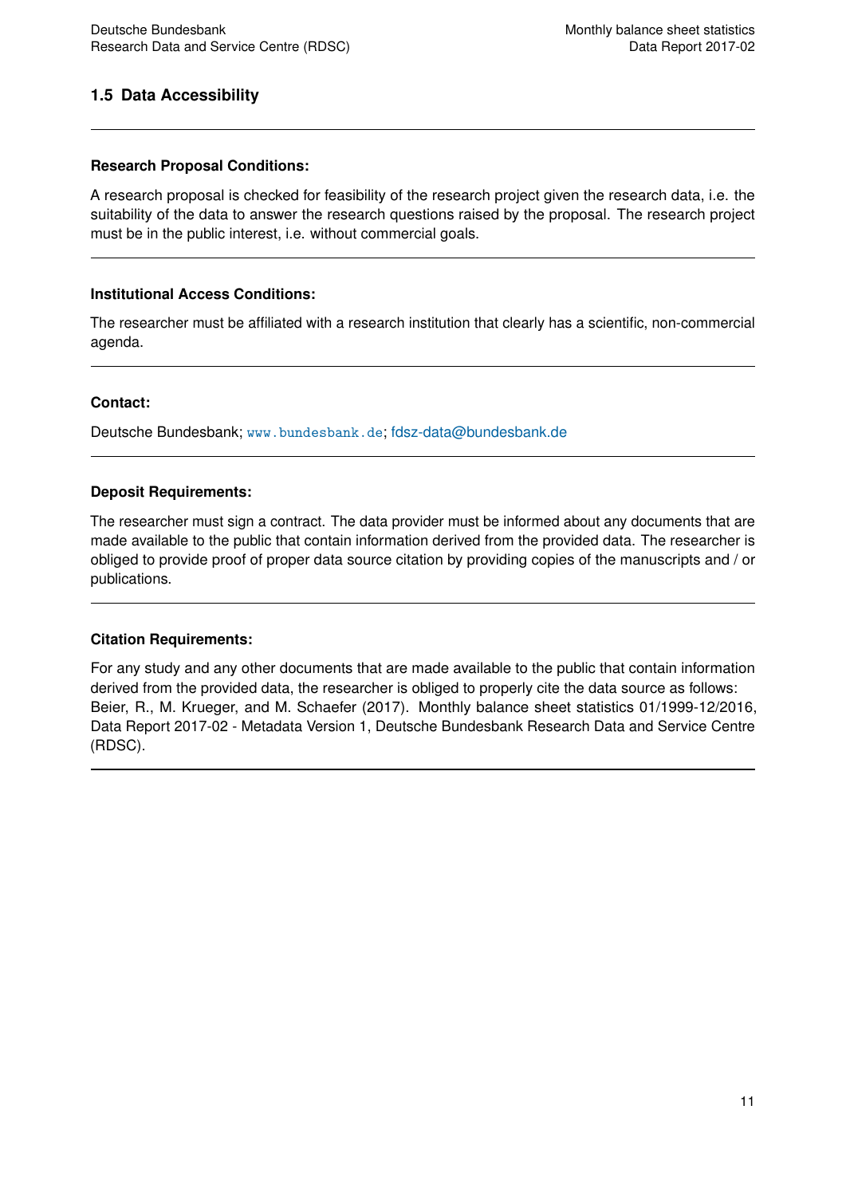## 1.5 Data Accessibility

---

**Research Proposal Conditions:**

A research proposal is checked for feasibility of the research project given the research data, i.e. the suitability of the data to answer the research questions raised by the proposal. The research project must be in the public interest, i.e. without commercial goals.

---

**Institutional Access Conditions:**

The researcher must be affiliated with a research institution that clearly has a scientific, non-commercial agenda.

---

**Contact:**

Deutsche Bundesbank; www.bundesbank.de; fdsz-data@bundesbank.de

---

**Deposit Requirements:**

The researcher must sign a contract. The data provider must be informed about any documents that are made available to the public that contain information derived from the provided data. The researcher is obliged to provide proof of proper data source citation by providing copies of the manuscripts and / or publications.

---

**Citation Requirements:**

For any study and any other documents that are made available to the public that contain information derived from the provided data, the researcher is obliged to properly cite the data source as follows: Beier, R., M. Krueger, and M. Schaefer (2017). Monthly balance sheet statistics 01/1999-12/2016, Data Report 2017-02 - Metadata Version 1, Deutsche Bundesbank Research Data and Service Centre (RDSC).

---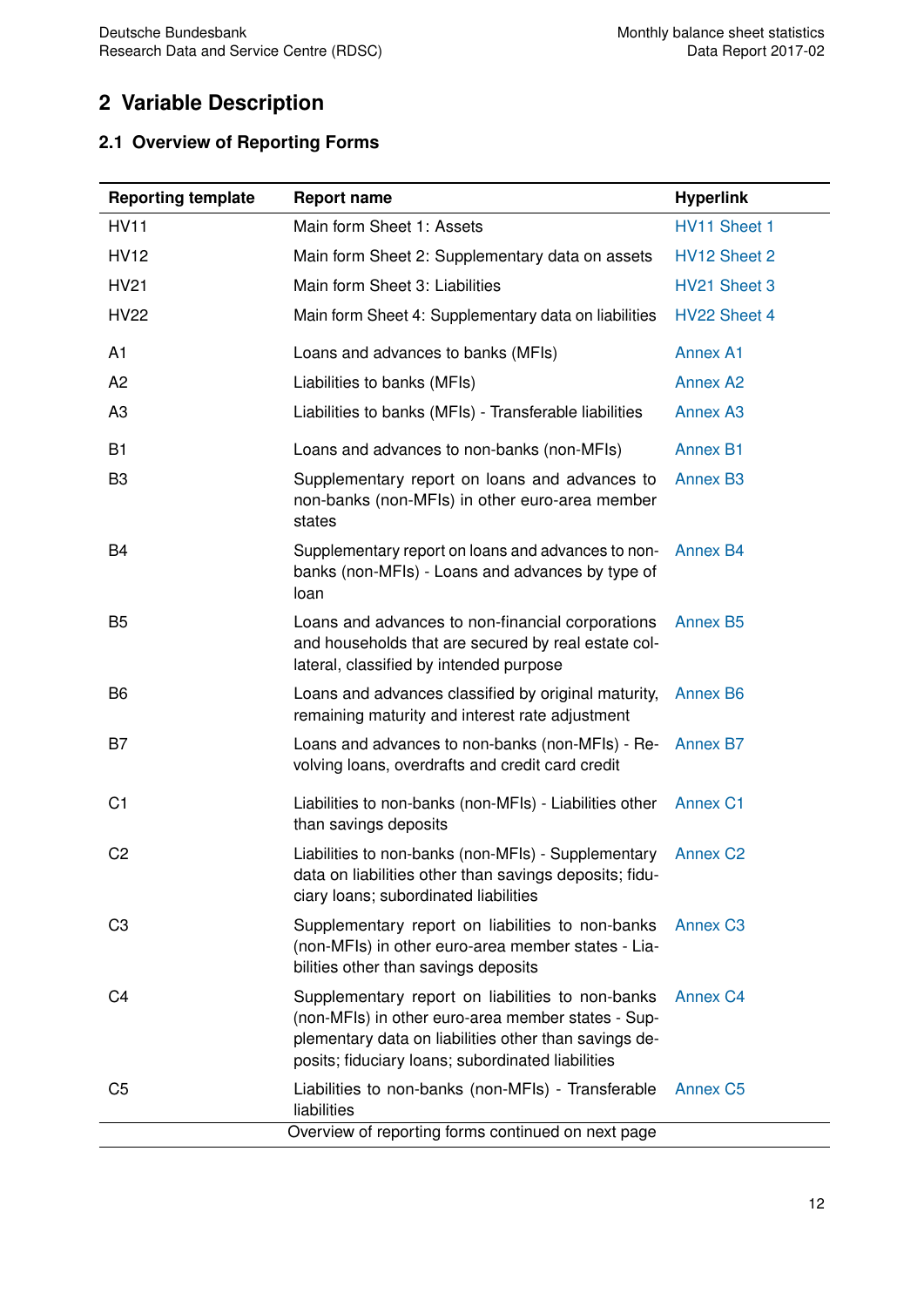# 2 Variable Description

## 2.1 Overview of Reporting Forms

| Reporting template | Report name | Hyperlink |
|---|---|---|
| HV11 | Main form Sheet 1: Assets | HV11 Sheet 1 |
| HV12 | Main form Sheet 2: Supplementary data on assets | HV12 Sheet 2 |
| HV21 | Main form Sheet 3: Liabilities | HV21 Sheet 3 |
| HV22 | Main form Sheet 4: Supplementary data on liabilities | HV22 Sheet 4 |
| A1 | Loans and advances to banks (MFIs) | Annex A1 |
| A2 | Liabilities to banks (MFIs) | Annex A2 |
| A3 | Liabilities to banks (MFIs) - Transferable liabilities | Annex A3 |
| B1 | Loans and advances to non-banks (non-MFIs) | Annex B1 |
| B3 | Supplementary report on loans and advances to non-banks (non-MFIs) in other euro-area member states | Annex B3 |
| B4 | Supplementary report on loans and advances to non-banks (non-MFIs) - Loans and advances by type of loan | Annex B4 |
| B5 | Loans and advances to non-financial corporations and households that are secured by real estate collateral, classified by intended purpose | Annex B5 |
| B6 | Loans and advances classified by original maturity, remaining maturity and interest rate adjustment | Annex B6 |
| B7 | Loans and advances to non-banks (non-MFIs) - Revolving loans, overdrafts and credit card credit | Annex B7 |
| C1 | Liabilities to non-banks (non-MFIs) - Liabilities other than savings deposits | Annex C1 |
| C2 | Liabilities to non-banks (non-MFIs) - Supplementary data on liabilities other than savings deposits; fiduciary loans; subordinated liabilities | Annex C2 |
| C3 | Supplementary report on liabilities to non-banks (non-MFIs) in other euro-area member states - Liabilities other than savings deposits | Annex C3 |
| C4 | Supplementary report on liabilities to non-banks (non-MFIs) in other euro-area member states - Supplementary data on liabilities other than savings deposits; fiduciary loans; subordinated liabilities | Annex C4 |
| C5 | Liabilities to non-banks (non-MFIs) - Transferable liabilities | Annex C5 |

Overview of reporting forms continued on next page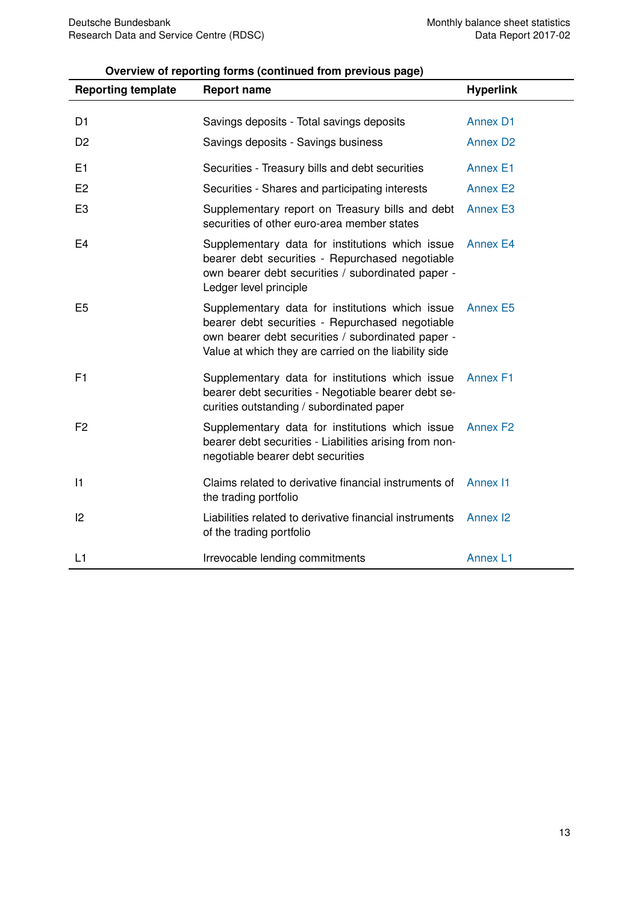**Overview of reporting forms (continued from previous page)**

| Reporting template | Report name | Hyperlink |
|---|---|---|
| D1 | Savings deposits - Total savings deposits | Annex D1 |
| D2 | Savings deposits - Savings business | Annex D2 |
| E1 | Securities - Treasury bills and debt securities | Annex E1 |
| E2 | Securities - Shares and participating interests | Annex E2 |
| E3 | Supplementary report on Treasury bills and debt securities of other euro-area member states | Annex E3 |
| E4 | Supplementary data for institutions which issue bearer debt securities - Repurchased negotiable own bearer debt securities / subordinated paper - Ledger level principle | Annex E4 |
| E5 | Supplementary data for institutions which issue bearer debt securities - Repurchased negotiable own bearer debt securities / subordinated paper - Value at which they are carried on the liability side | Annex E5 |
| F1 | Supplementary data for institutions which issue bearer debt securities - Negotiable bearer debt securities outstanding / subordinated paper | Annex F1 |
| F2 | Supplementary data for institutions which issue bearer debt securities - Liabilities arising from non-negotiable bearer debt securities | Annex F2 |
| I1 | Claims related to derivative financial instruments of the trading portfolio | Annex I1 |
| I2 | Liabilities related to derivative financial instruments of the trading portfolio | Annex I2 |
| L1 | Irrevocable lending commitments | Annex L1 |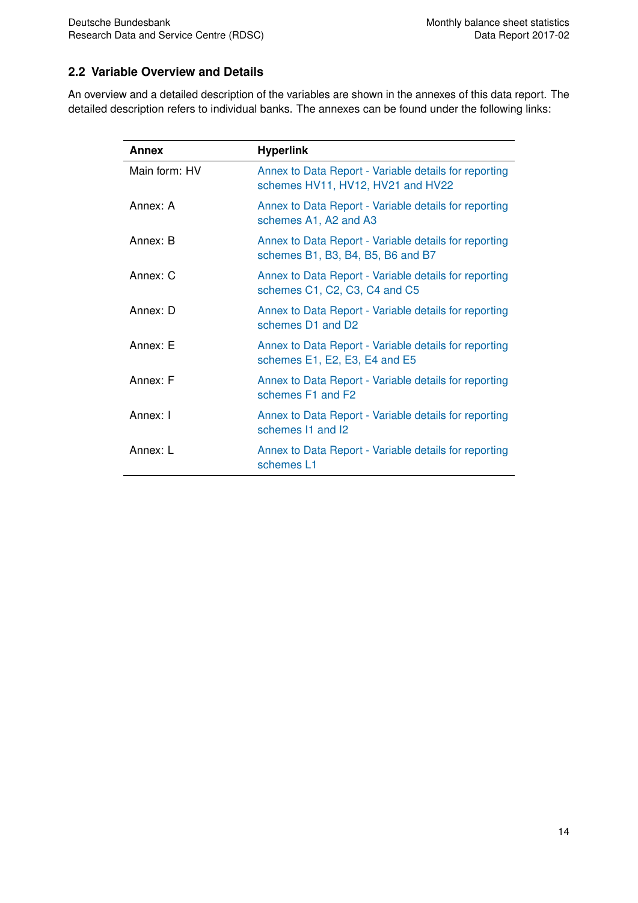## 2.2 Variable Overview and Details

An overview and a detailed description of the variables are shown in the annexes of this data report. The detailed description refers to individual banks. The annexes can be found under the following links:

| Annex | Hyperlink |
|---|---|
| Main form: HV | Annex to Data Report - Variable details for reporting schemes HV11, HV12, HV21 and HV22 |
| Annex: A | Annex to Data Report - Variable details for reporting schemes A1, A2 and A3 |
| Annex: B | Annex to Data Report - Variable details for reporting schemes B1, B3, B4, B5, B6 and B7 |
| Annex: C | Annex to Data Report - Variable details for reporting schemes C1, C2, C3, C4 and C5 |
| Annex: D | Annex to Data Report - Variable details for reporting schemes D1 and D2 |
| Annex: E | Annex to Data Report - Variable details for reporting schemes E1, E2, E3, E4 and E5 |
| Annex: F | Annex to Data Report - Variable details for reporting schemes F1 and F2 |
| Annex: I | Annex to Data Report - Variable details for reporting schemes I1 and I2 |
| Annex: L | Annex to Data Report - Variable details for reporting schemes L1 |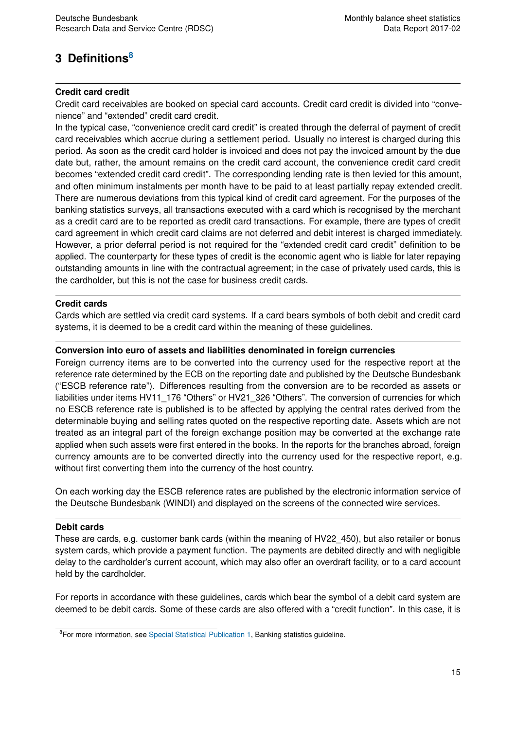# 3 Definitions[8]

---

**Credit card credit**

Credit card receivables are booked on special card accounts. Credit card credit is divided into "convenience" and "extended" credit card credit.

In the typical case, "convenience credit card credit" is created through the deferral of payment of credit card receivables which accrue during a settlement period. Usually no interest is charged during this period. As soon as the credit card holder is invoiced and does not pay the invoiced amount by the due date but, rather, the amount remains on the credit card account, the convenience credit card credit becomes "extended credit card credit". The corresponding lending rate is then levied for this amount, and often minimum instalments per month have to be paid to at least partially repay extended credit. There are numerous deviations from this typical kind of credit card agreement. For the purposes of the banking statistics surveys, all transactions executed with a card which is recognised by the merchant as a credit card are to be reported as credit card transactions. For example, there are types of credit card agreement in which credit card claims are not deferred and debit interest is charged immediately. However, a prior deferral period is not required for the "extended credit card credit" definition to be applied. The counterparty for these types of credit is the economic agent who is liable for later repaying outstanding amounts in line with the contractual agreement; in the case of privately used cards, this is the cardholder, but this is not the case for business credit cards.

---

**Credit cards**

Cards which are settled via credit card systems. If a card bears symbols of both debit and credit card systems, it is deemed to be a credit card within the meaning of these guidelines.

---

**Conversion into euro of assets and liabilities denominated in foreign currencies**

Foreign currency items are to be converted into the currency used for the respective report at the reference rate determined by the ECB on the reporting date and published by the Deutsche Bundesbank ("ESCB reference rate"). Differences resulting from the conversion are to be recorded as assets or liabilities under items HV11_176 "Others" or HV21_326 "Others". The conversion of currencies for which no ESCB reference rate is published is to be affected by applying the central rates derived from the determinable buying and selling rates quoted on the respective reporting date. Assets which are not treated as an integral part of the foreign exchange position may be converted at the exchange rate applied when such assets were first entered in the books. In the reports for the branches abroad, foreign currency amounts are to be converted directly into the currency used for the respective report, e.g. without first converting them into the currency of the host country.

On each working day the ESCB reference rates are published by the electronic information service of the Deutsche Bundesbank (WINDI) and displayed on the screens of the connected wire services.

---

**Debit cards**

These are cards, e.g. customer bank cards (within the meaning of HV22_450), but also retailer or bonus system cards, which provide a payment function. The payments are debited directly and with negligible delay to the cardholder's current account, which may also offer an overdraft facility, or to a card account held by the cardholder.

For reports in accordance with these guidelines, cards which bear the symbol of a debit card system are deemed to be debit cards. Some of these cards are also offered with a "credit function". In this case, it is

[8] For more information, see Special Statistical Publication 1, Banking statistics guideline.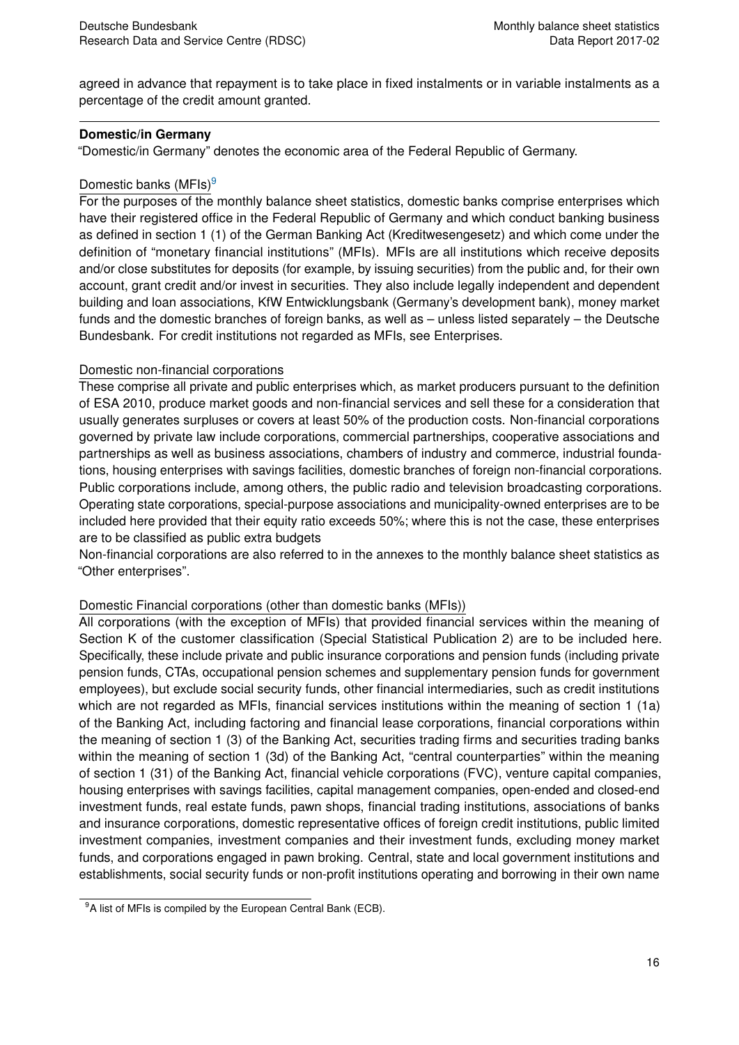agreed in advance that repayment is to take place in fixed instalments or in variable instalments as a percentage of the credit amount granted.

---

**Domestic/in Germany**

"Domestic/in Germany" denotes the economic area of the Federal Republic of Germany.

Domestic banks (MFIs)[9]

For the purposes of the monthly balance sheet statistics, domestic banks comprise enterprises which have their registered office in the Federal Republic of Germany and which conduct banking business as defined in section 1 (1) of the German Banking Act (Kreditwesengesetz) and which come under the definition of "monetary financial institutions" (MFIs). MFIs are all institutions which receive deposits and/or close substitutes for deposits (for example, by issuing securities) from the public and, for their own account, grant credit and/or invest in securities. They also include legally independent and dependent building and loan associations, KfW Entwicklungsbank (Germany's development bank), money market funds and the domestic branches of foreign banks, as well as – unless listed separately – the Deutsche Bundesbank. For credit institutions not regarded as MFIs, see Enterprises.

Domestic non-financial corporations

These comprise all private and public enterprises which, as market producers pursuant to the definition of ESA 2010, produce market goods and non-financial services and sell these for a consideration that usually generates surpluses or covers at least 50% of the production costs. Non-financial corporations governed by private law include corporations, commercial partnerships, cooperative associations and partnerships as well as business associations, chambers of industry and commerce, industrial foundations, housing enterprises with savings facilities, domestic branches of foreign non-financial corporations. Public corporations include, among others, the public radio and television broadcasting corporations. Operating state corporations, special-purpose associations and municipality-owned enterprises are to be included here provided that their equity ratio exceeds 50%; where this is not the case, these enterprises are to be classified as public extra budgets

Non-financial corporations are also referred to in the annexes to the monthly balance sheet statistics as "Other enterprises".

Domestic Financial corporations (other than domestic banks (MFIs))

All corporations (with the exception of MFIs) that provided financial services within the meaning of Section K of the customer classification (Special Statistical Publication 2) are to be included here. Specifically, these include private and public insurance corporations and pension funds (including private pension funds, CTAs, occupational pension schemes and supplementary pension funds for government employees), but exclude social security funds, other financial intermediaries, such as credit institutions which are not regarded as MFIs, financial services institutions within the meaning of section 1 (1a) of the Banking Act, including factoring and financial lease corporations, financial corporations within the meaning of section 1 (3) of the Banking Act, securities trading firms and securities trading banks within the meaning of section 1 (3d) of the Banking Act, "central counterparties" within the meaning of section 1 (31) of the Banking Act, financial vehicle corporations (FVC), venture capital companies, housing enterprises with savings facilities, capital management companies, open-ended and closed-end investment funds, real estate funds, pawn shops, financial trading institutions, associations of banks and insurance corporations, domestic representative offices of foreign credit institutions, public limited investment companies, investment companies and their investment funds, excluding money market funds, and corporations engaged in pawn broking. Central, state and local government institutions and establishments, social security funds or non-profit institutions operating and borrowing in their own name

[9] A list of MFIs is compiled by the European Central Bank (ECB).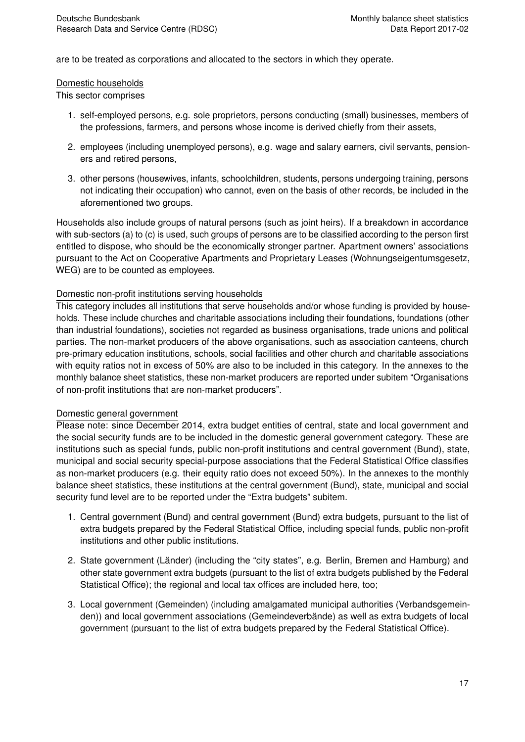are to be treated as corporations and allocated to the sectors in which they operate.

Domestic households

This sector comprises

1. self-employed persons, e.g. sole proprietors, persons conducting (small) businesses, members of the professions, farmers, and persons whose income is derived chiefly from their assets,
2. employees (including unemployed persons), e.g. wage and salary earners, civil servants, pensioners and retired persons,
3. other persons (housewives, infants, schoolchildren, students, persons undergoing training, persons not indicating their occupation) who cannot, even on the basis of other records, be included in the aforementioned two groups.

Households also include groups of natural persons (such as joint heirs). If a breakdown in accordance with sub-sectors (a) to (c) is used, such groups of persons are to be classified according to the person first entitled to dispose, who should be the economically stronger partner. Apartment owners' associations pursuant to the Act on Cooperative Apartments and Proprietary Leases (Wohnungseigentumsgesetz, WEG) are to be counted as employees.

Domestic non-profit institutions serving households

This category includes all institutions that serve households and/or whose funding is provided by households. These include churches and charitable associations including their foundations, foundations (other than industrial foundations), societies not regarded as business organisations, trade unions and political parties. The non-market producers of the above organisations, such as association canteens, church pre-primary education institutions, schools, social facilities and other church and charitable associations with equity ratios not in excess of 50% are also to be included in this category. In the annexes to the monthly balance sheet statistics, these non-market producers are reported under subitem "Organisations of non-profit institutions that are non-market producers".

Domestic general government

Please note: since December 2014, extra budget entities of central, state and local government and the social security funds are to be included in the domestic general government category. These are institutions such as special funds, public non-profit institutions and central government (Bund), state, municipal and social security special-purpose associations that the Federal Statistical Office classifies as non-market producers (e.g. their equity ratio does not exceed 50%). In the annexes to the monthly balance sheet statistics, these institutions at the central government (Bund), state, municipal and social security fund level are to be reported under the "Extra budgets" subitem.

1. Central government (Bund) and central government (Bund) extra budgets, pursuant to the list of extra budgets prepared by the Federal Statistical Office, including special funds, public non-profit institutions and other public institutions.
2. State government (Länder) (including the "city states", e.g. Berlin, Bremen and Hamburg) and other state government extra budgets (pursuant to the list of extra budgets published by the Federal Statistical Office); the regional and local tax offices are included here, too;
3. Local government (Gemeinden) (including amalgamated municipal authorities (Verbandsgemeinden)) and local government associations (Gemeindeverbände) as well as extra budgets of local government (pursuant to the list of extra budgets prepared by the Federal Statistical Office).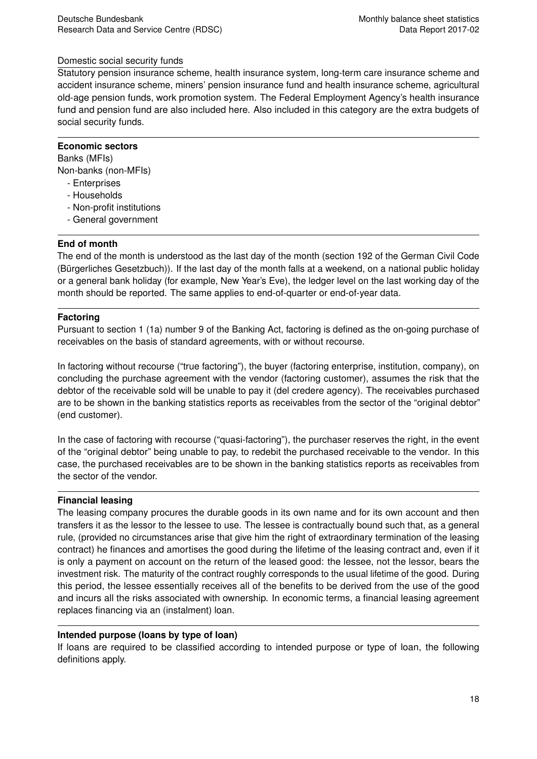Domestic social security funds

Statutory pension insurance scheme, health insurance system, long-term care insurance scheme and accident insurance scheme, miners' pension insurance fund and health insurance scheme, agricultural old-age pension funds, work promotion system. The Federal Employment Agency's health insurance fund and pension fund are also included here. Also included in this category are the extra budgets of social security funds.

---

**Economic sectors**

Banks (MFIs)
Non-banks (non-MFIs)

- Enterprises
- Households
- Non-profit institutions
- General government

---

**End of month**

The end of the month is understood as the last day of the month (section 192 of the German Civil Code (Bürgerliches Gesetzbuch)). If the last day of the month falls at a weekend, on a national public holiday or a general bank holiday (for example, New Year's Eve), the ledger level on the last working day of the month should be reported. The same applies to end-of-quarter or end-of-year data.

---

**Factoring**

Pursuant to section 1 (1a) number 9 of the Banking Act, factoring is defined as the on-going purchase of receivables on the basis of standard agreements, with or without recourse.

In factoring without recourse ("true factoring"), the buyer (factoring enterprise, institution, company), on concluding the purchase agreement with the vendor (factoring customer), assumes the risk that the debtor of the receivable sold will be unable to pay it (del credere agency). The receivables purchased are to be shown in the banking statistics reports as receivables from the sector of the "original debtor" (end customer).

In the case of factoring with recourse ("quasi-factoring"), the purchaser reserves the right, in the event of the "original debtor" being unable to pay, to redebit the purchased receivable to the vendor. In this case, the purchased receivables are to be shown in the banking statistics reports as receivables from the sector of the vendor.

---

**Financial leasing**

The leasing company procures the durable goods in its own name and for its own account and then transfers it as the lessor to the lessee to use. The lessee is contractually bound such that, as a general rule, (provided no circumstances arise that give him the right of extraordinary termination of the leasing contract) he finances and amortises the good during the lifetime of the leasing contract and, even if it is only a payment on account on the return of the leased good: the lessee, not the lessor, bears the investment risk. The maturity of the contract roughly corresponds to the usual lifetime of the good. During this period, the lessee essentially receives all of the benefits to be derived from the use of the good and incurs all the risks associated with ownership. In economic terms, a financial leasing agreement replaces financing via an (instalment) loan.

---

**Intended purpose (loans by type of loan)**

If loans are required to be classified according to intended purpose or type of loan, the following definitions apply.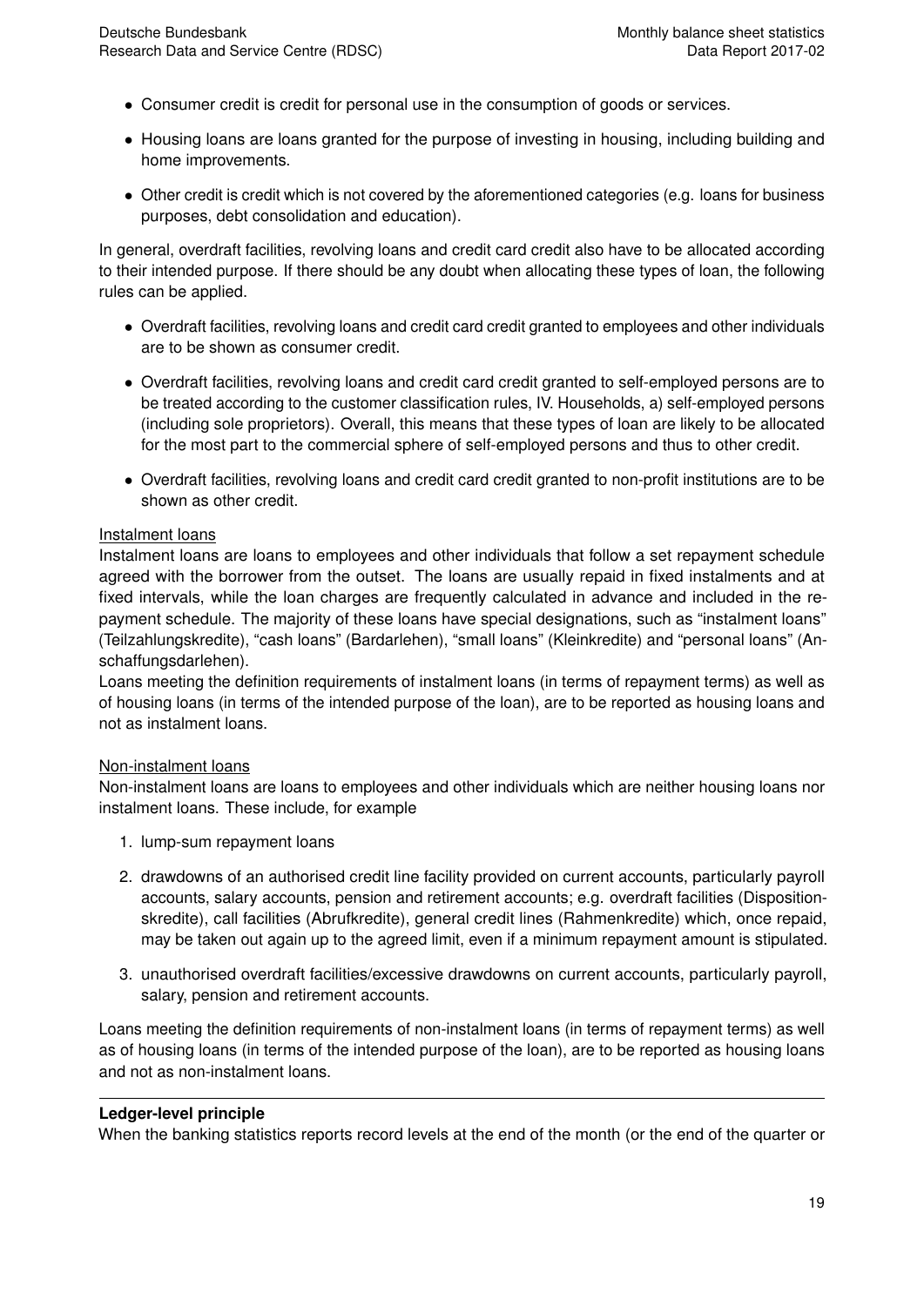- Consumer credit is credit for personal use in the consumption of goods or services.
- Housing loans are loans granted for the purpose of investing in housing, including building and home improvements.
- Other credit is credit which is not covered by the aforementioned categories (e.g. loans for business purposes, debt consolidation and education).

In general, overdraft facilities, revolving loans and credit card credit also have to be allocated according to their intended purpose. If there should be any doubt when allocating these types of loan, the following rules can be applied.

- Overdraft facilities, revolving loans and credit card credit granted to employees and other individuals are to be shown as consumer credit.
- Overdraft facilities, revolving loans and credit card credit granted to self-employed persons are to be treated according to the customer classification rules, IV. Households, a) self-employed persons (including sole proprietors). Overall, this means that these types of loan are likely to be allocated for the most part to the commercial sphere of self-employed persons and thus to other credit.
- Overdraft facilities, revolving loans and credit card credit granted to non-profit institutions are to be shown as other credit.

<u>Instalment loans</u>
Instalment loans are loans to employees and other individuals that follow a set repayment schedule agreed with the borrower from the outset. The loans are usually repaid in fixed instalments and at fixed intervals, while the loan charges are frequently calculated in advance and included in the repayment schedule. The majority of these loans have special designations, such as "instalment loans" (Teilzahlungskredite), "cash loans" (Bardarlehen), "small loans" (Kleinkredite) and "personal loans" (Anschaffungsdarlehen).
Loans meeting the definition requirements of instalment loans (in terms of repayment terms) as well as of housing loans (in terms of the intended purpose of the loan), are to be reported as housing loans and not as instalment loans.

<u>Non-instalment loans</u>
Non-instalment loans are loans to employees and other individuals which are neither housing loans nor instalment loans. These include, for example

1. lump-sum repayment loans
2. drawdowns of an authorised credit line facility provided on current accounts, particularly payroll accounts, salary accounts, pension and retirement accounts; e.g. overdraft facilities (Dispositionskredite), call facilities (Abrufkredite), general credit lines (Rahmenkredite) which, once repaid, may be taken out again up to the agreed limit, even if a minimum repayment amount is stipulated.
3. unauthorised overdraft facilities/excessive drawdowns on current accounts, particularly payroll, salary, pension and retirement accounts.

Loans meeting the definition requirements of non-instalment loans (in terms of repayment terms) as well as of housing loans (in terms of the intended purpose of the loan), are to be reported as housing loans and not as non-instalment loans.

---

**Ledger-level principle**
When the banking statistics reports record levels at the end of the month (or the end of the quarter or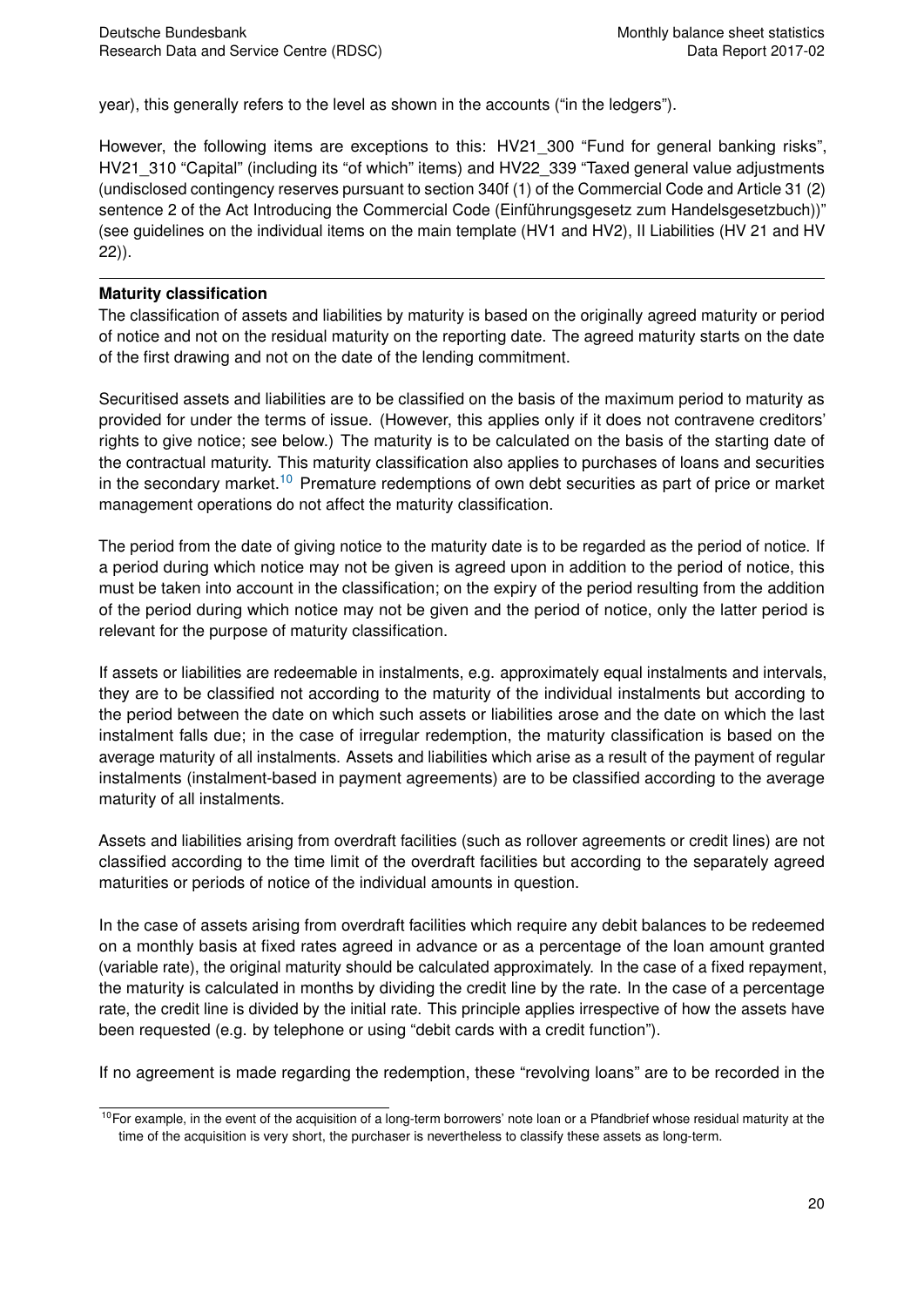year), this generally refers to the level as shown in the accounts ("in the ledgers").

However, the following items are exceptions to this: HV21_300 "Fund for general banking risks", HV21_310 "Capital" (including its "of which" items) and HV22_339 "Taxed general value adjustments (undisclosed contingency reserves pursuant to section 340f (1) of the Commercial Code and Article 31 (2) sentence 2 of the Act Introducing the Commercial Code (Einführungsgesetz zum Handelsgesetzbuch))" (see guidelines on the individual items on the main template (HV1 and HV2), II Liabilities (HV 21 and HV 22)).

---

**Maturity classification**

The classification of assets and liabilities by maturity is based on the originally agreed maturity or period of notice and not on the residual maturity on the reporting date. The agreed maturity starts on the date of the first drawing and not on the date of the lending commitment.

Securitised assets and liabilities are to be classified on the basis of the maximum period to maturity as provided for under the terms of issue. (However, this applies only if it does not contravene creditors' rights to give notice; see below.) The maturity is to be calculated on the basis of the starting date of the contractual maturity. This maturity classification also applies to purchases of loans and securities in the secondary market.[10] Premature redemptions of own debt securities as part of price or market management operations do not affect the maturity classification.

The period from the date of giving notice to the maturity date is to be regarded as the period of notice. If a period during which notice may not be given is agreed upon in addition to the period of notice, this must be taken into account in the classification; on the expiry of the period resulting from the addition of the period during which notice may not be given and the period of notice, only the latter period is relevant for the purpose of maturity classification.

If assets or liabilities are redeemable in instalments, e.g. approximately equal instalments and intervals, they are to be classified not according to the maturity of the individual instalments but according to the period between the date on which such assets or liabilities arose and the date on which the last instalment falls due; in the case of irregular redemption, the maturity classification is based on the average maturity of all instalments. Assets and liabilities which arise as a result of the payment of regular instalments (instalment-based in payment agreements) are to be classified according to the average maturity of all instalments.

Assets and liabilities arising from overdraft facilities (such as rollover agreements or credit lines) are not classified according to the time limit of the overdraft facilities but according to the separately agreed maturities or periods of notice of the individual amounts in question.

In the case of assets arising from overdraft facilities which require any debit balances to be redeemed on a monthly basis at fixed rates agreed in advance or as a percentage of the loan amount granted (variable rate), the original maturity should be calculated approximately. In the case of a fixed repayment, the maturity is calculated in months by dividing the credit line by the rate. In the case of a percentage rate, the credit line is divided by the initial rate. This principle applies irrespective of how the assets have been requested (e.g. by telephone or using "debit cards with a credit function").

If no agreement is made regarding the redemption, these "revolving loans" are to be recorded in the

[10] For example, in the event of the acquisition of a long-term borrowers' note loan or a Pfandbrief whose residual maturity at the time of the acquisition is very short, the purchaser is nevertheless to classify these assets as long-term.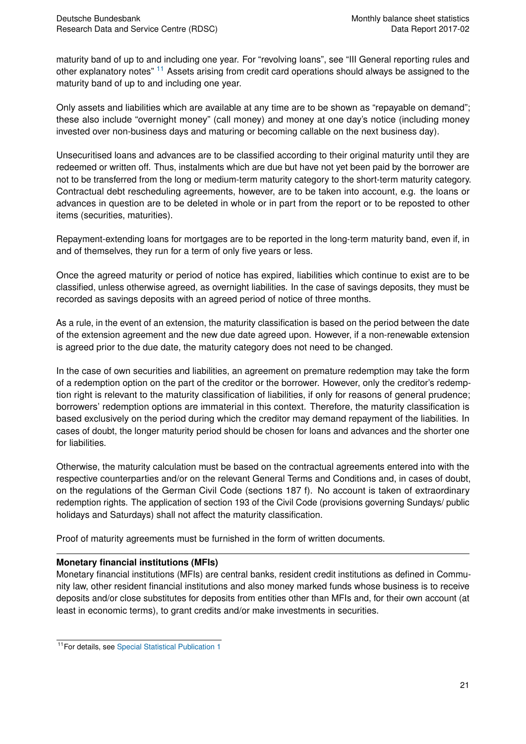maturity band of up to and including one year. For "revolving loans", see "III General reporting rules and other explanatory notes" [11] Assets arising from credit card operations should always be assigned to the maturity band of up to and including one year.

Only assets and liabilities which are available at any time are to be shown as "repayable on demand"; these also include "overnight money" (call money) and money at one day's notice (including money invested over non-business days and maturing or becoming callable on the next business day).

Unsecuritised loans and advances are to be classified according to their original maturity until they are redeemed or written off. Thus, instalments which are due but have not yet been paid by the borrower are not to be transferred from the long or medium-term maturity category to the short-term maturity category. Contractual debt rescheduling agreements, however, are to be taken into account, e.g. the loans or advances in question are to be deleted in whole or in part from the report or to be reposted to other items (securities, maturities).

Repayment-extending loans for mortgages are to be reported in the long-term maturity band, even if, in and of themselves, they run for a term of only five years or less.

Once the agreed maturity or period of notice has expired, liabilities which continue to exist are to be classified, unless otherwise agreed, as overnight liabilities. In the case of savings deposits, they must be recorded as savings deposits with an agreed period of notice of three months.

As a rule, in the event of an extension, the maturity classification is based on the period between the date of the extension agreement and the new due date agreed upon. However, if a non-renewable extension is agreed prior to the due date, the maturity category does not need to be changed.

In the case of own securities and liabilities, an agreement on premature redemption may take the form of a redemption option on the part of the creditor or the borrower. However, only the creditor's redemption right is relevant to the maturity classification of liabilities, if only for reasons of general prudence; borrowers' redemption options are immaterial in this context. Therefore, the maturity classification is based exclusively on the period during which the creditor may demand repayment of the liabilities. In cases of doubt, the longer maturity period should be chosen for loans and advances and the shorter one for liabilities.

Otherwise, the maturity calculation must be based on the contractual agreements entered into with the respective counterparties and/or on the relevant General Terms and Conditions and, in cases of doubt, on the regulations of the German Civil Code (sections 187 f). No account is taken of extraordinary redemption rights. The application of section 193 of the Civil Code (provisions governing Sundays/ public holidays and Saturdays) shall not affect the maturity classification.

Proof of maturity agreements must be furnished in the form of written documents.

---

**Monetary financial institutions (MFIs)**

Monetary financial institutions (MFIs) are central banks, resident credit institutions as defined in Community law, other resident financial institutions and also money marked funds whose business is to receive deposits and/or close substitutes for deposits from entities other than MFIs and, for their own account (at least in economic terms), to grant credits and/or make investments in securities.

---

[11] For details, see Special Statistical Publication 1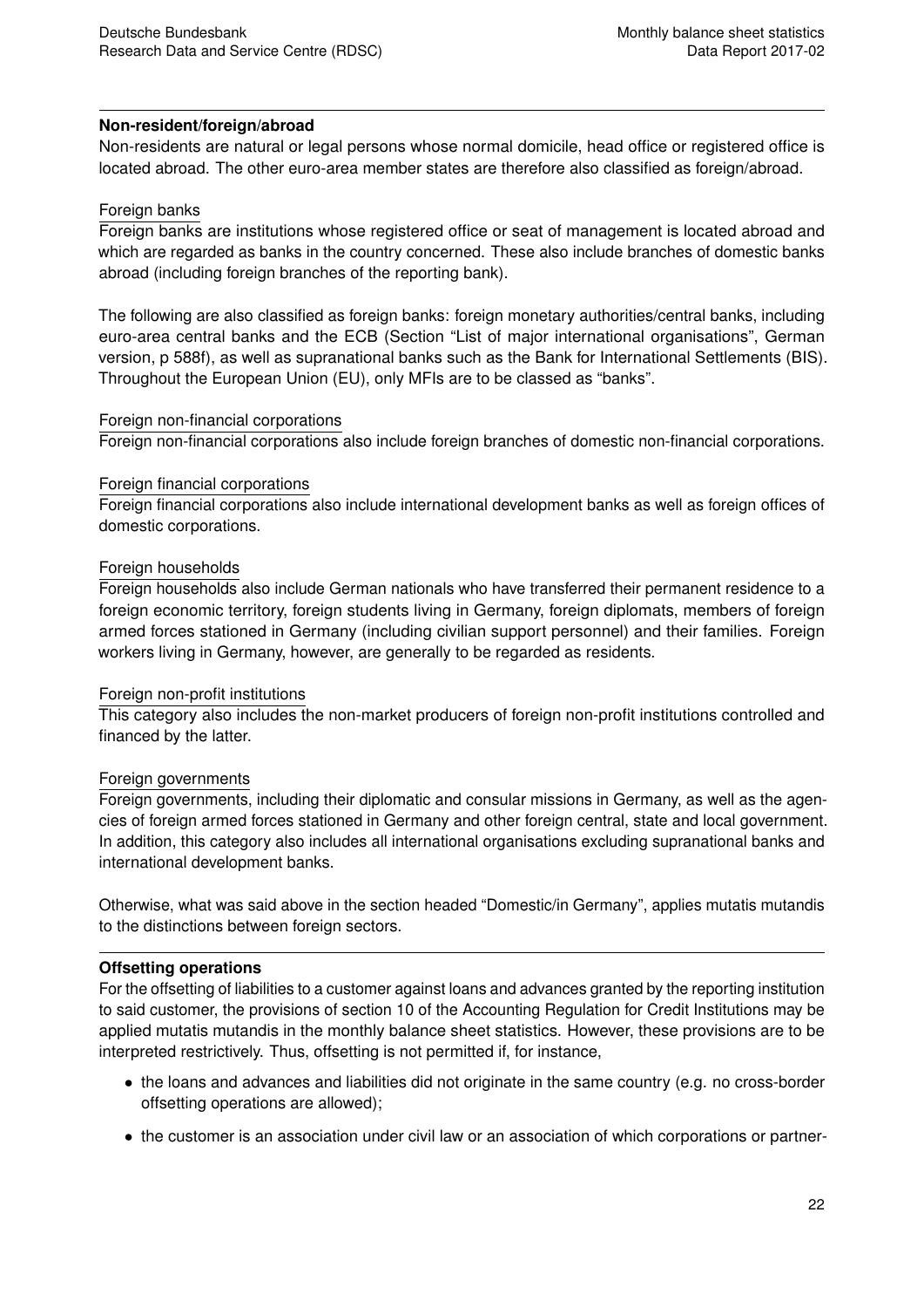**Non-resident/foreign/abroad**

Non-residents are natural or legal persons whose normal domicile, head office or registered office is located abroad. The other euro-area member states are therefore also classified as foreign/abroad.

Foreign banks

Foreign banks are institutions whose registered office or seat of management is located abroad and which are regarded as banks in the country concerned. These also include branches of domestic banks abroad (including foreign branches of the reporting bank).

The following are also classified as foreign banks: foreign monetary authorities/central banks, including euro-area central banks and the ECB (Section "List of major international organisations", German version, p 588f), as well as supranational banks such as the Bank for International Settlements (BIS). Throughout the European Union (EU), only MFIs are to be classed as "banks".

Foreign non-financial corporations

Foreign non-financial corporations also include foreign branches of domestic non-financial corporations.

Foreign financial corporations

Foreign financial corporations also include international development banks as well as foreign offices of domestic corporations.

Foreign households

Foreign households also include German nationals who have transferred their permanent residence to a foreign economic territory, foreign students living in Germany, foreign diplomats, members of foreign armed forces stationed in Germany (including civilian support personnel) and their families. Foreign workers living in Germany, however, are generally to be regarded as residents.

Foreign non-profit institutions

This category also includes the non-market producers of foreign non-profit institutions controlled and financed by the latter.

Foreign governments

Foreign governments, including their diplomatic and consular missions in Germany, as well as the agencies of foreign armed forces stationed in Germany and other foreign central, state and local government. In addition, this category also includes all international organisations excluding supranational banks and international development banks.

Otherwise, what was said above in the section headed "Domestic/in Germany", applies mutatis mutandis to the distinctions between foreign sectors.

**Offsetting operations**

For the offsetting of liabilities to a customer against loans and advances granted by the reporting institution to said customer, the provisions of section 10 of the Accounting Regulation for Credit Institutions may be applied mutatis mutandis in the monthly balance sheet statistics. However, these provisions are to be interpreted restrictively. Thus, offsetting is not permitted if, for instance,

- the loans and advances and liabilities did not originate in the same country (e.g. no cross-border offsetting operations are allowed);
- the customer is an association under civil law or an association of which corporations or partner-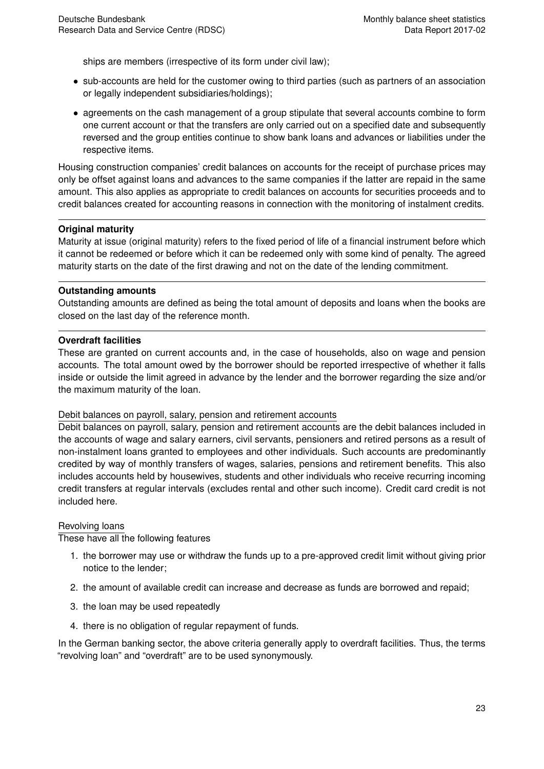ships are members (irrespective of its form under civil law);

- sub-accounts are held for the customer owing to third parties (such as partners of an association or legally independent subsidiaries/holdings);
- agreements on the cash management of a group stipulate that several accounts combine to form one current account or that the transfers are only carried out on a specified date and subsequently reversed and the group entities continue to show bank loans and advances or liabilities under the respective items.

Housing construction companies' credit balances on accounts for the receipt of purchase prices may only be offset against loans and advances to the same companies if the latter are repaid in the same amount. This also applies as appropriate to credit balances on accounts for securities proceeds and to credit balances created for accounting reasons in connection with the monitoring of instalment credits.

---

**Original maturity**

Maturity at issue (original maturity) refers to the fixed period of life of a financial instrument before which it cannot be redeemed or before which it can be redeemed only with some kind of penalty. The agreed maturity starts on the date of the first drawing and not on the date of the lending commitment.

---

**Outstanding amounts**

Outstanding amounts are defined as being the total amount of deposits and loans when the books are closed on the last day of the reference month.

---

**Overdraft facilities**

These are granted on current accounts and, in the case of households, also on wage and pension accounts. The total amount owed by the borrower should be reported irrespective of whether it falls inside or outside the limit agreed in advance by the lender and the borrower regarding the size and/or the maximum maturity of the loan.

Debit balances on payroll, salary, pension and retirement accounts

Debit balances on payroll, salary, pension and retirement accounts are the debit balances included in the accounts of wage and salary earners, civil servants, pensioners and retired persons as a result of non-instalment loans granted to employees and other individuals. Such accounts are predominantly credited by way of monthly transfers of wages, salaries, pensions and retirement benefits. This also includes accounts held by housewives, students and other individuals who receive recurring incoming credit transfers at regular intervals (excludes rental and other such income). Credit card credit is not included here.

Revolving loans

These have all the following features

1. the borrower may use or withdraw the funds up to a pre-approved credit limit without giving prior notice to the lender;
2. the amount of available credit can increase and decrease as funds are borrowed and repaid;
3. the loan may be used repeatedly
4. there is no obligation of regular repayment of funds.

In the German banking sector, the above criteria generally apply to overdraft facilities. Thus, the terms "revolving loan" and "overdraft" are to be used synonymously.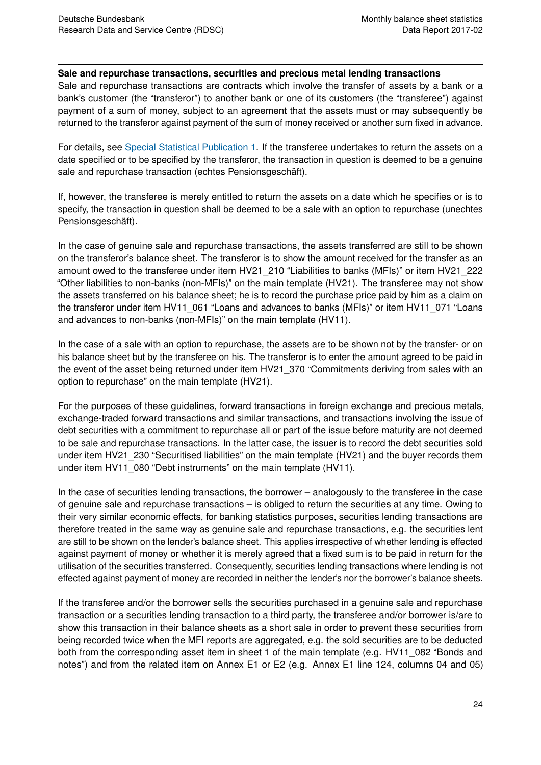**Sale and repurchase transactions, securities and precious metal lending transactions**

Sale and repurchase transactions are contracts which involve the transfer of assets by a bank or a bank's customer (the "transferor") to another bank or one of its customers (the "transferee") against payment of a sum of money, subject to an agreement that the assets must or may subsequently be returned to the transferor against payment of the sum of money received or another sum fixed in advance.

For details, see Special Statistical Publication 1. If the transferee undertakes to return the assets on a date specified or to be specified by the transferor, the transaction in question is deemed to be a genuine sale and repurchase transaction (echtes Pensionsgeschäft).

If, however, the transferee is merely entitled to return the assets on a date which he specifies or is to specify, the transaction in question shall be deemed to be a sale with an option to repurchase (unechtes Pensionsgeschäft).

In the case of genuine sale and repurchase transactions, the assets transferred are still to be shown on the transferor's balance sheet. The transferor is to show the amount received for the transfer as an amount owed to the transferee under item HV21_210 "Liabilities to banks (MFIs)" or item HV21_222 "Other liabilities to non-banks (non-MFIs)" on the main template (HV21). The transferee may not show the assets transferred on his balance sheet; he is to record the purchase price paid by him as a claim on the transferor under item HV11_061 "Loans and advances to banks (MFIs)" or item HV11_071 "Loans and advances to non-banks (non-MFIs)" on the main template (HV11).

In the case of a sale with an option to repurchase, the assets are to be shown not by the transfer- or on his balance sheet but by the transferee on his. The transferor is to enter the amount agreed to be paid in the event of the asset being returned under item HV21_370 "Commitments deriving from sales with an option to repurchase" on the main template (HV21).

For the purposes of these guidelines, forward transactions in foreign exchange and precious metals, exchange-traded forward transactions and similar transactions, and transactions involving the issue of debt securities with a commitment to repurchase all or part of the issue before maturity are not deemed to be sale and repurchase transactions. In the latter case, the issuer is to record the debt securities sold under item HV21_230 "Securitised liabilities" on the main template (HV21) and the buyer records them under item HV11_080 "Debt instruments" on the main template (HV11).

In the case of securities lending transactions, the borrower – analogously to the transferee in the case of genuine sale and repurchase transactions – is obliged to return the securities at any time. Owing to their very similar economic effects, for banking statistics purposes, securities lending transactions are therefore treated in the same way as genuine sale and repurchase transactions, e.g. the securities lent are still to be shown on the lender's balance sheet. This applies irrespective of whether lending is effected against payment of money or whether it is merely agreed that a fixed sum is to be paid in return for the utilisation of the securities transferred. Consequently, securities lending transactions where lending is not effected against payment of money are recorded in neither the lender's nor the borrower's balance sheets.

If the transferee and/or the borrower sells the securities purchased in a genuine sale and repurchase transaction or a securities lending transaction to a third party, the transferee and/or borrower is/are to show this transaction in their balance sheets as a short sale in order to prevent these securities from being recorded twice when the MFI reports are aggregated, e.g. the sold securities are to be deducted both from the corresponding asset item in sheet 1 of the main template (e.g. HV11_082 "Bonds and notes") and from the related item on Annex E1 or E2 (e.g. Annex E1 line 124, columns 04 and 05)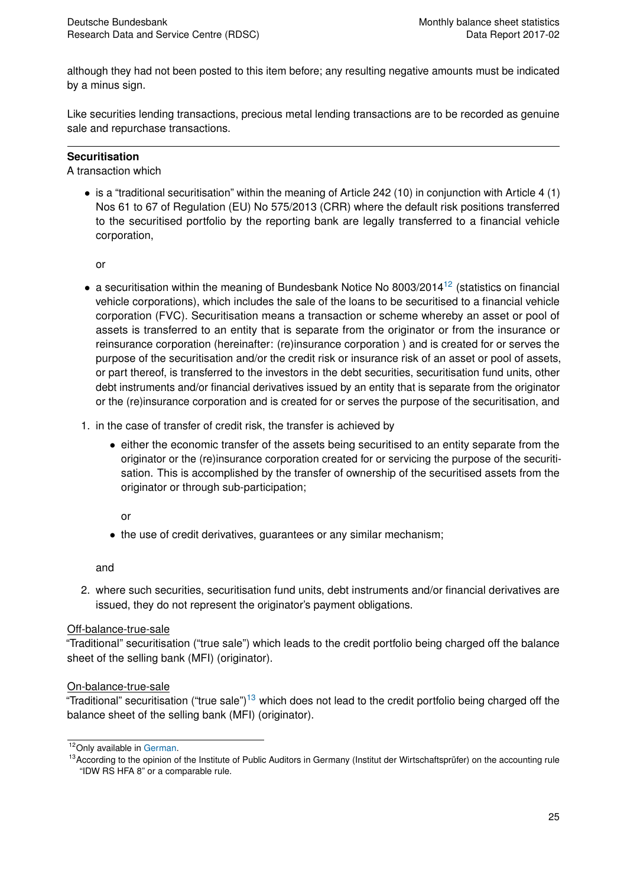although they had not been posted to this item before; any resulting negative amounts must be indicated by a minus sign.

Like securities lending transactions, precious metal lending transactions are to be recorded as genuine sale and repurchase transactions.

---

**Securitisation**

A transaction which

- is a "traditional securitisation" within the meaning of Article 242 (10) in conjunction with Article 4 (1) Nos 61 to 67 of Regulation (EU) No 575/2013 (CRR) where the default risk positions transferred to the securitised portfolio by the reporting bank are legally transferred to a financial vehicle corporation,

  or

- a securitisation within the meaning of Bundesbank Notice No 8003/2014[12] (statistics on financial vehicle corporations), which includes the sale of the loans to be securitised to a financial vehicle corporation (FVC). Securitisation means a transaction or scheme whereby an asset or pool of assets is transferred to an entity that is separate from the originator or from the insurance or reinsurance corporation (hereinafter: (re)insurance corporation ) and is created for or serves the purpose of the securitisation and/or the credit risk or insurance risk of an asset or pool of assets, or part thereof, is transferred to the investors in the debt securities, securitisation fund units, other debt instruments and/or financial derivatives issued by an entity that is separate from the originator or the (re)insurance corporation and is created for or serves the purpose of the securitisation, and

1. in the case of transfer of credit risk, the transfer is achieved by

   - either the economic transfer of the assets being securitised to an entity separate from the originator or the (re)insurance corporation created for or servicing the purpose of the securitisation. This is accomplished by the transfer of ownership of the securitised assets from the originator or through sub-participation;

     or

   - the use of credit derivatives, guarantees or any similar mechanism;

   and

2. where such securities, securitisation fund units, debt instruments and/or financial derivatives are issued, they do not represent the originator's payment obligations.

Off-balance-true-sale

"Traditional" securitisation ("true sale") which leads to the credit portfolio being charged off the balance sheet of the selling bank (MFI) (originator).

On-balance-true-sale

"Traditional" securitisation ("true sale")[13] which does not lead to the credit portfolio being charged off the balance sheet of the selling bank (MFI) (originator).

---

[12] Only available in German.

[13] According to the opinion of the Institute of Public Auditors in Germany (Institut der Wirtschaftsprüfer) on the accounting rule "IDW RS HFA 8" or a comparable rule.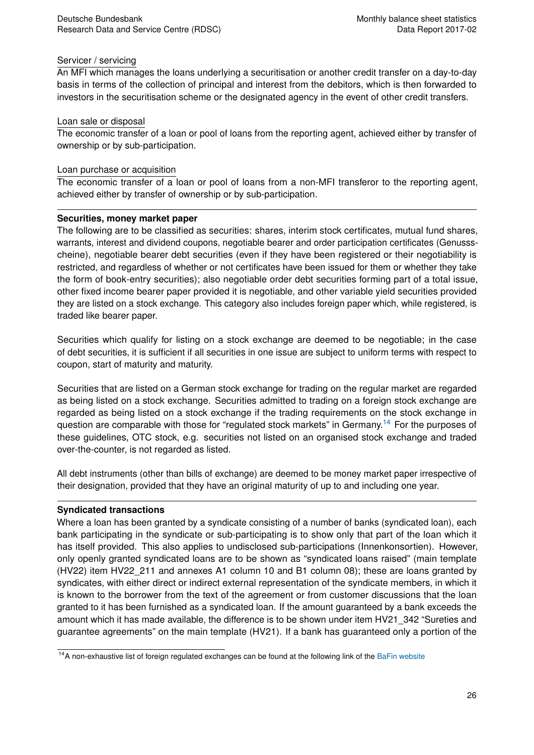Servicer / servicing

An MFI which manages the loans underlying a securitisation or another credit transfer on a day-to-day basis in terms of the collection of principal and interest from the debitors, which is then forwarded to investors in the securitisation scheme or the designated agency in the event of other credit transfers.

Loan sale or disposal

The economic transfer of a loan or pool of loans from the reporting agent, achieved either by transfer of ownership or by sub-participation.

Loan purchase or acquisition

The economic transfer of a loan or pool of loans from a non-MFI transferor to the reporting agent, achieved either by transfer of ownership or by sub-participation.

---

**Securities, money market paper**

The following are to be classified as securities: shares, interim stock certificates, mutual fund shares, warrants, interest and dividend coupons, negotiable bearer and order participation certificates (Genussscheine), negotiable bearer debt securities (even if they have been registered or their negotiability is restricted, and regardless of whether or not certificates have been issued for them or whether they take the form of book-entry securities); also negotiable order debt securities forming part of a total issue, other fixed income bearer paper provided it is negotiable, and other variable yield securities provided they are listed on a stock exchange. This category also includes foreign paper which, while registered, is traded like bearer paper.

Securities which qualify for listing on a stock exchange are deemed to be negotiable; in the case of debt securities, it is sufficient if all securities in one issue are subject to uniform terms with respect to coupon, start of maturity and maturity.

Securities that are listed on a German stock exchange for trading on the regular market are regarded as being listed on a stock exchange. Securities admitted to trading on a foreign stock exchange are regarded as being listed on a stock exchange if the trading requirements on the stock exchange in question are comparable with those for "regulated stock markets" in Germany.[14] For the purposes of these guidelines, OTC stock, e.g. securities not listed on an organised stock exchange and traded over-the-counter, is not regarded as listed.

All debt instruments (other than bills of exchange) are deemed to be money market paper irrespective of their designation, provided that they have an original maturity of up to and including one year.

---

**Syndicated transactions**

Where a loan has been granted by a syndicate consisting of a number of banks (syndicated loan), each bank participating in the syndicate or sub-participating is to show only that part of the loan which it has itself provided. This also applies to undisclosed sub-participations (Innenkonsortien). However, only openly granted syndicated loans are to be shown as "syndicated loans raised" (main template (HV22) item HV22_211 and annexes A1 column 10 and B1 column 08); these are loans granted by syndicates, with either direct or indirect external representation of the syndicate members, in which it is known to the borrower from the text of the agreement or from customer discussions that the loan granted to it has been furnished as a syndicated loan. If the amount guaranteed by a bank exceeds the amount which it has made available, the difference is to be shown under item HV21_342 "Sureties and guarantee agreements" on the main template (HV21). If a bank has guaranteed only a portion of the

[14] A non-exhaustive list of foreign regulated exchanges can be found at the following link of the BaFin website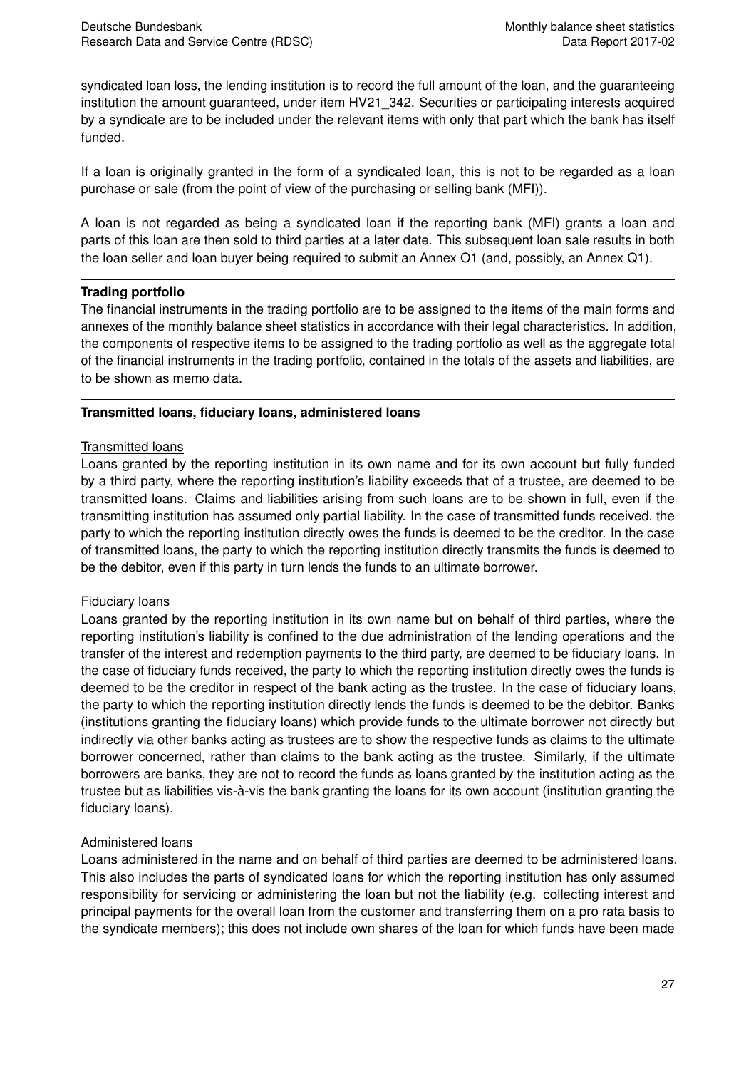syndicated loan loss, the lending institution is to record the full amount of the loan, and the guaranteeing institution the amount guaranteed, under item HV21_342. Securities or participating interests acquired by a syndicate are to be included under the relevant items with only that part which the bank has itself funded.

If a loan is originally granted in the form of a syndicated loan, this is not to be regarded as a loan purchase or sale (from the point of view of the purchasing or selling bank (MFI)).

A loan is not regarded as being a syndicated loan if the reporting bank (MFI) grants a loan and parts of this loan are then sold to third parties at a later date. This subsequent loan sale results in both the loan seller and loan buyer being required to submit an Annex O1 (and, possibly, an Annex Q1).

---

**Trading portfolio**

The financial instruments in the trading portfolio are to be assigned to the items of the main forms and annexes of the monthly balance sheet statistics in accordance with their legal characteristics. In addition, the components of respective items to be assigned to the trading portfolio as well as the aggregate total of the financial instruments in the trading portfolio, contained in the totals of the assets and liabilities, are to be shown as memo data.

---

**Transmitted loans, fiduciary loans, administered loans**

Transmitted loans

Loans granted by the reporting institution in its own name and for its own account but fully funded by a third party, where the reporting institution's liability exceeds that of a trustee, are deemed to be transmitted loans. Claims and liabilities arising from such loans are to be shown in full, even if the transmitting institution has assumed only partial liability. In the case of transmitted funds received, the party to which the reporting institution directly owes the funds is deemed to be the creditor. In the case of transmitted loans, the party to which the reporting institution directly transmits the funds is deemed to be the debitor, even if this party in turn lends the funds to an ultimate borrower.

Fiduciary loans

Loans granted by the reporting institution in its own name but on behalf of third parties, where the reporting institution's liability is confined to the due administration of the lending operations and the transfer of the interest and redemption payments to the third party, are deemed to be fiduciary loans. In the case of fiduciary funds received, the party to which the reporting institution directly owes the funds is deemed to be the creditor in respect of the bank acting as the trustee. In the case of fiduciary loans, the party to which the reporting institution directly lends the funds is deemed to be the debitor. Banks (institutions granting the fiduciary loans) which provide funds to the ultimate borrower not directly but indirectly via other banks acting as trustees are to show the respective funds as claims to the ultimate borrower concerned, rather than claims to the bank acting as the trustee. Similarly, if the ultimate borrowers are banks, they are not to record the funds as loans granted by the institution acting as the trustee but as liabilities vis-à-vis the bank granting the loans for its own account (institution granting the fiduciary loans).

Administered loans

Loans administered in the name and on behalf of third parties are deemed to be administered loans. This also includes the parts of syndicated loans for which the reporting institution has only assumed responsibility for servicing or administering the loan but not the liability (e.g. collecting interest and principal payments for the overall loan from the customer and transferring them on a pro rata basis to the syndicate members); this does not include own shares of the loan for which funds have been made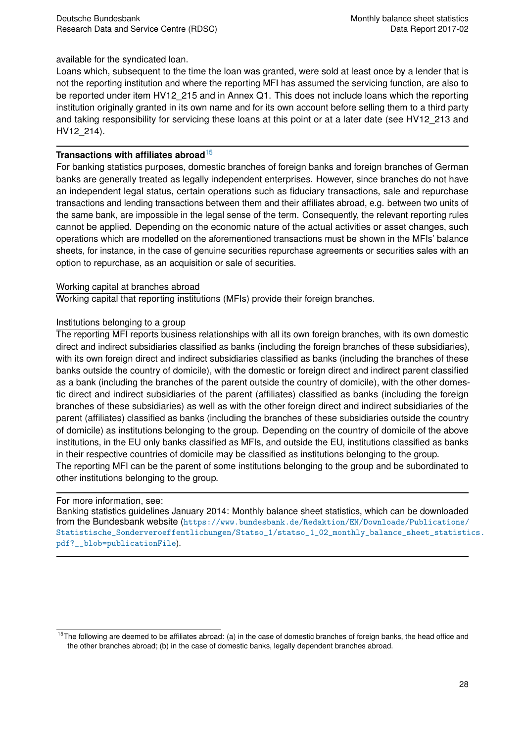available for the syndicated loan.

Loans which, subsequent to the time the loan was granted, were sold at least once by a lender that is not the reporting institution and where the reporting MFI has assumed the servicing function, are also to be reported under item HV12_215 and in Annex Q1. This does not include loans which the reporting institution originally granted in its own name and for its own account before selling them to a third party and taking responsibility for servicing these loans at this point or at a later date (see HV12_213 and HV12_214).

**Transactions with affiliates abroad**[15]

For banking statistics purposes, domestic branches of foreign banks and foreign branches of German banks are generally treated as legally independent enterprises. However, since branches do not have an independent legal status, certain operations such as fiduciary transactions, sale and repurchase transactions and lending transactions between them and their affiliates abroad, e.g. between two units of the same bank, are impossible in the legal sense of the term. Consequently, the relevant reporting rules cannot be applied. Depending on the economic nature of the actual activities or asset changes, such operations which are modelled on the aforementioned transactions must be shown in the MFIs' balance sheets, for instance, in the case of genuine securities repurchase agreements or securities sales with an option to repurchase, as an acquisition or sale of securities.

Working capital at branches abroad

Working capital that reporting institutions (MFIs) provide their foreign branches.

Institutions belonging to a group

The reporting MFI reports business relationships with all its own foreign branches, with its own domestic direct and indirect subsidiaries classified as banks (including the foreign branches of these subsidiaries), with its own foreign direct and indirect subsidiaries classified as banks (including the branches of these banks outside the country of domicile), with the domestic or foreign direct and indirect parent classified as a bank (including the branches of the parent outside the country of domicile), with the other domestic direct and indirect subsidiaries of the parent (affiliates) classified as banks (including the foreign branches of these subsidiaries) as well as with the other foreign direct and indirect subsidiaries of the parent (affiliates) classified as banks (including the branches of these subsidiaries outside the country of domicile) as institutions belonging to the group. Depending on the country of domicile of the above institutions, in the EU only banks classified as MFIs, and outside the EU, institutions classified as banks in their respective countries of domicile may be classified as institutions belonging to the group.
The reporting MFI can be the parent of some institutions belonging to the group and be subordinated to other institutions belonging to the group.

For more information, see:
Banking statistics guidelines January 2014: Monthly balance sheet statistics, which can be downloaded from the Bundesbank website (https://www.bundesbank.de/Redaktion/EN/Downloads/Publications/Statistische_Sonderveroeffentlichungen/Statso_1/statso_1_02_monthly_balance_sheet_statistics.pdf?__blob=publicationFile).

[15] The following are deemed to be affiliates abroad: (a) in the case of domestic branches of foreign banks, the head office and the other branches abroad; (b) in the case of domestic banks, legally dependent branches abroad.